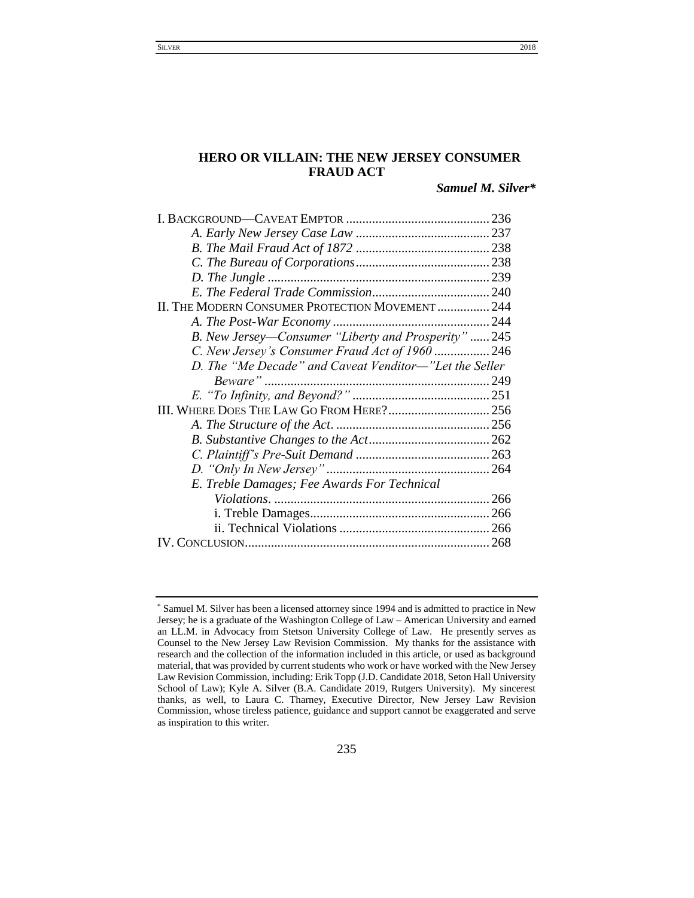# HERO OR VILLAIN: THE NEW JERSEY CONSUMER FRAUD ACT

***Samuel M. Silver****

I. BACKGROUND—CAVEAT EMPTOR ........................................... 236
- *A. Early New Jersey Case Law* ......................................... 237
- *B. The Mail Fraud Act of 1872* ......................................... 238
- *C. The Bureau of Corporations* ......................................... 238
- *D. The Jungle* ........................................................................ 239
- *E. The Federal Trade Commission* .................................... 240

II. THE MODERN CONSUMER PROTECTION MOVEMENT ................ 244
- *A. The Post-War Economy* ................................................ 244
- *B. New Jersey—Consumer "Liberty and Prosperity"* ...... 245
- *C. New Jersey's Consumer Fraud Act of 1960* ................. 246
- *D. The "Me Decade" and Caveat Venditor—"Let the Seller Beware"* ................................................................... 249
- *E. "To Infinity, and Beyond?"* .......................................... 251

III. WHERE DOES THE LAW GO FROM HERE? .............................. 256
- *A. The Structure of the Act.* ............................................... 256
- *B. Substantive Changes to the Act* ..................................... 262
- *C. Plaintiff's Pre-Suit Demand* ......................................... 263
- *D. "Only In New Jersey"* .................................................. 264
- *E. Treble Damages; Fee Awards For Technical Violations.* .................................................................. 266
  - i. Treble Damages ...................................................... 266
  - ii. Technical Violations ............................................. 266

IV. CONCLUSION ......................................................................... 268

---

* Samuel M. Silver has been a licensed attorney since 1994 and is admitted to practice in New Jersey; he is a graduate of the Washington College of Law – American University and earned an LL.M. in Advocacy from Stetson University College of Law. He presently serves as Counsel to the New Jersey Law Revision Commission. My thanks for the assistance with research and the collection of the information included in this article, or used as background material, that was provided by current students who work or have worked with the New Jersey Law Revision Commission, including: Erik Topp (J.D. Candidate 2018, Seton Hall University School of Law); Kyle A. Silver (B.A. Candidate 2019, Rutgers University). My sincerest thanks, as well, to Laura C. Tharney, Executive Director, New Jersey Law Revision Commission, whose tireless patience, guidance and support cannot be exaggerated and serve as inspiration to this writer.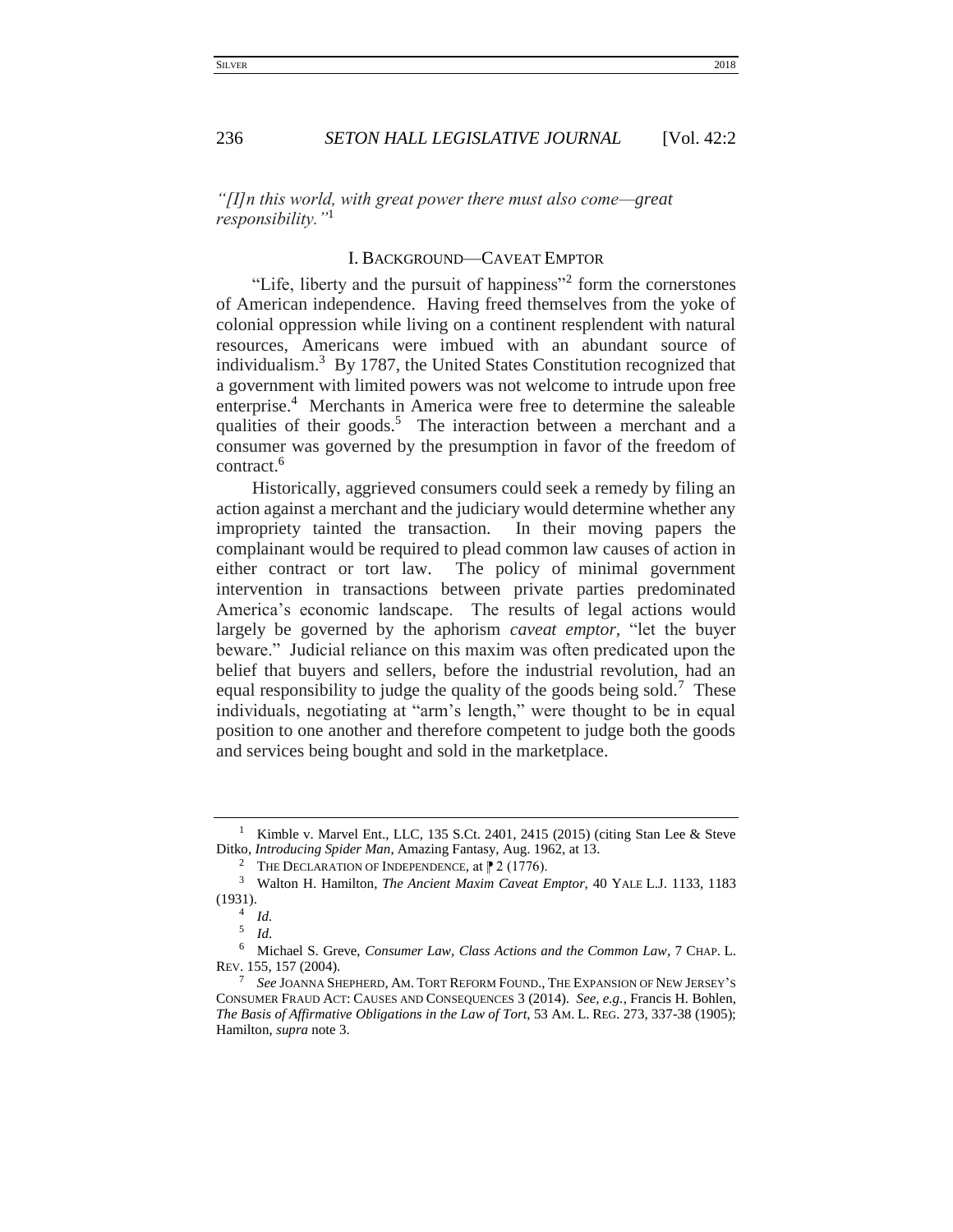*"[I]n this world, with great power there must also come—great responsibility."*[1]

## I. BACKGROUND—CAVEAT EMPTOR

"Life, liberty and the pursuit of happiness"[2] form the cornerstones of American independence. Having freed themselves from the yoke of colonial oppression while living on a continent resplendent with natural resources, Americans were imbued with an abundant source of individualism.[3] By 1787, the United States Constitution recognized that a government with limited powers was not welcome to intrude upon free enterprise.[4] Merchants in America were free to determine the saleable qualities of their goods.[5] The interaction between a merchant and a consumer was governed by the presumption in favor of the freedom of contract.[6]

Historically, aggrieved consumers could seek a remedy by filing an action against a merchant and the judiciary would determine whether any impropriety tainted the transaction. In their moving papers the complainant would be required to plead common law causes of action in either contract or tort law. The policy of minimal government intervention in transactions between private parties predominated America's economic landscape. The results of legal actions would largely be governed by the aphorism *caveat emptor*, "let the buyer beware." Judicial reliance on this maxim was often predicated upon the belief that buyers and sellers, before the industrial revolution, had an equal responsibility to judge the quality of the goods being sold.[7] These individuals, negotiating at "arm's length," were thought to be in equal position to one another and therefore competent to judge both the goods and services being bought and sold in the marketplace.

---

[1] Kimble v. Marvel Ent., LLC, 135 S.Ct. 2401, 2415 (2015) (citing Stan Lee & Steve Ditko, *Introducing Spider Man*, Amazing Fantasy, Aug. 1962, at 13.

[2] THE DECLARATION OF INDEPENDENCE, at ¶ 2 (1776).

[3] Walton H. Hamilton, *The Ancient Maxim Caveat Emptor*, 40 YALE L.J. 1133, 1183 (1931).

[4] *Id.*

[5] *Id.*

[6] Michael S. Greve, *Consumer Law, Class Actions and the Common Law*, 7 CHAP. L. REV. 155, 157 (2004).

[7] *See* JOANNA SHEPHERD, AM. TORT REFORM FOUND., THE EXPANSION OF NEW JERSEY'S CONSUMER FRAUD ACT: CAUSES AND CONSEQUENCES 3 (2014). *See, e.g.*, Francis H. Bohlen, *The Basis of Affirmative Obligations in the Law of Tort*, 53 AM. L. REG. 273, 337-38 (1905); Hamilton, *supra* note 3.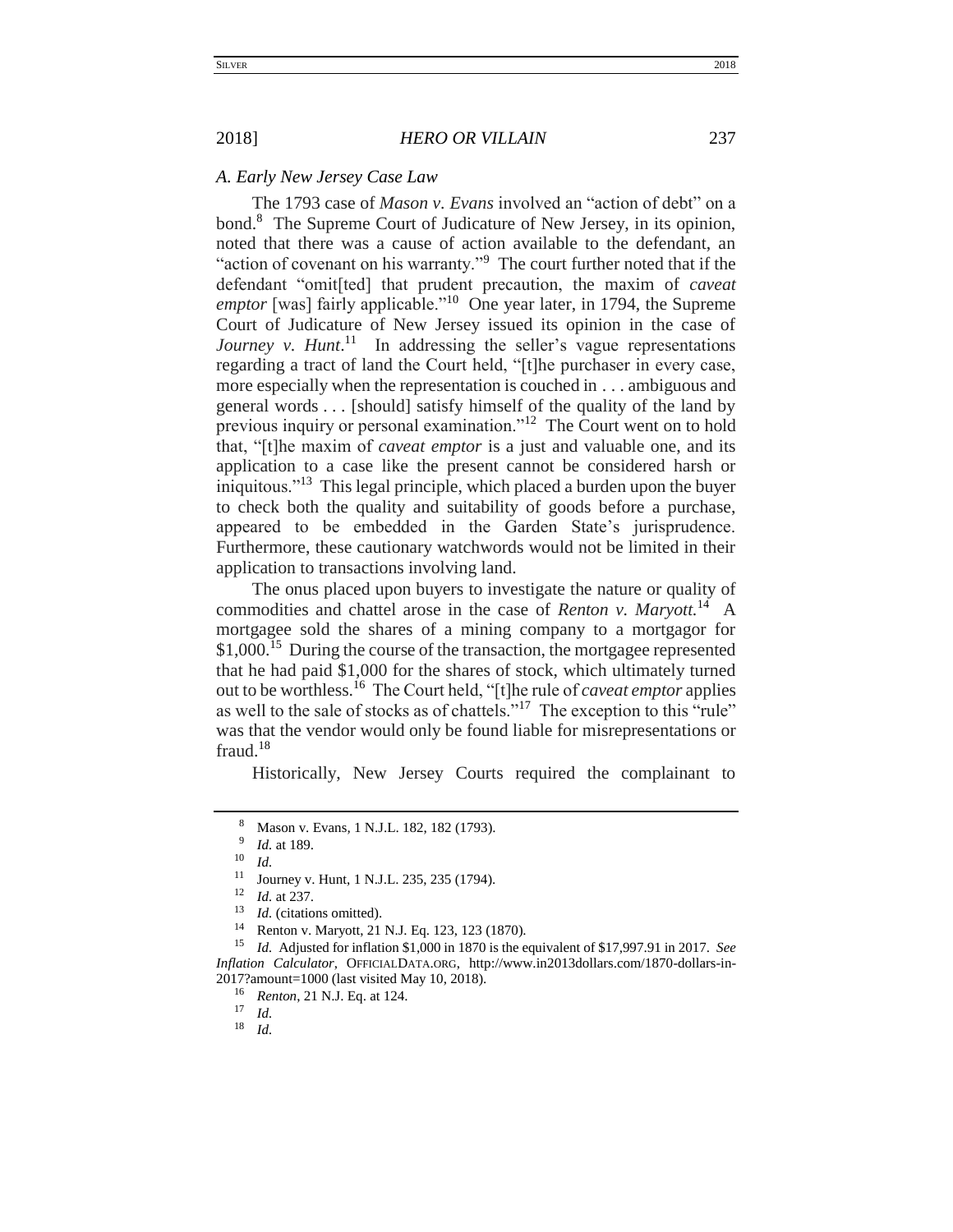### *A. Early New Jersey Case Law*

The 1793 case of *Mason v. Evans* involved an "action of debt" on a bond.[8] The Supreme Court of Judicature of New Jersey, in its opinion, noted that there was a cause of action available to the defendant, an "action of covenant on his warranty."[9] The court further noted that if the defendant "omit[ted] that prudent precaution, the maxim of *caveat emptor* [was] fairly applicable."[10] One year later, in 1794, the Supreme Court of Judicature of New Jersey issued its opinion in the case of *Journey v. Hunt*.[11] In addressing the seller's vague representations regarding a tract of land the Court held, "[t]he purchaser in every case, more especially when the representation is couched in . . . ambiguous and general words . . . [should] satisfy himself of the quality of the land by previous inquiry or personal examination."[12] The Court went on to hold that, "[t]he maxim of *caveat emptor* is a just and valuable one, and its application to a case like the present cannot be considered harsh or iniquitous."[13] This legal principle, which placed a burden upon the buyer to check both the quality and suitability of goods before a purchase, appeared to be embedded in the Garden State's jurisprudence. Furthermore, these cautionary watchwords would not be limited in their application to transactions involving land.

The onus placed upon buyers to investigate the nature or quality of commodities and chattel arose in the case of *Renton v. Maryott.*[14] A mortgagee sold the shares of a mining company to a mortgagor for $1,000.[15] During the course of the transaction, the mortgagee represented that he had paid $1,000 for the shares of stock, which ultimately turned out to be worthless.[16] The Court held, "[t]he rule of *caveat emptor* applies as well to the sale of stocks as of chattels."[17] The exception to this "rule" was that the vendor would only be found liable for misrepresentations or fraud.[18]

Historically, New Jersey Courts required the complainant to

---

[8] Mason v. Evans, 1 N.J.L. 182, 182 (1793).

[9] *Id.* at 189.

[10] *Id.*

[11] Journey v. Hunt, 1 N.J.L. 235, 235 (1794).

[12] *Id.* at 237.

[13] *Id.* (citations omitted).

[14] Renton v. Maryott, 21 N.J. Eq. 123, 123 (1870).

[15] *Id.* Adjusted for inflation $1,000 in 1870 is the equivalent of $17,997.91 in 2017. *See Inflation Calculator*, OFFICIALDATA.ORG, http://www.in2013dollars.com/1870-dollars-in-2017?amount=1000 (last visited May 10, 2018).

[16] *Renton*, 21 N.J. Eq. at 124.

[17] *Id.*

[18] *Id.*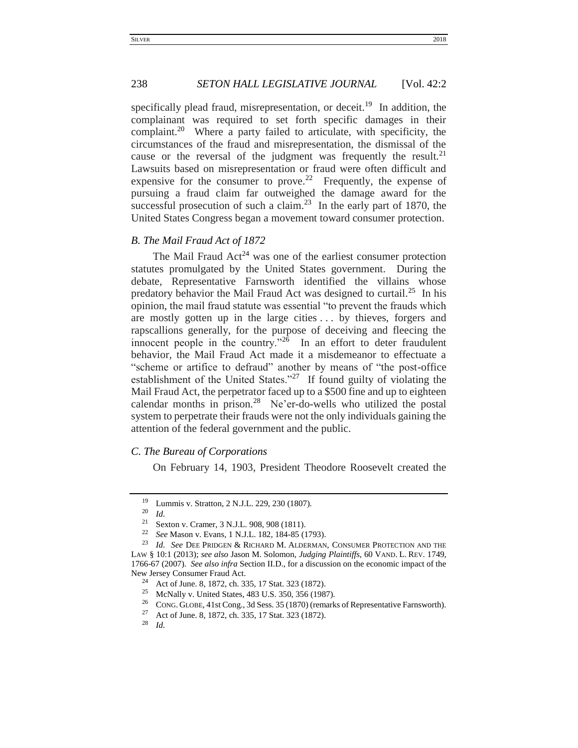specifically plead fraud, misrepresentation, or deceit.[19] In addition, the complainant was required to set forth specific damages in their complaint.[20] Where a party failed to articulate, with specificity, the circumstances of the fraud and misrepresentation, the dismissal of the cause or the reversal of the judgment was frequently the result.[21] Lawsuits based on misrepresentation or fraud were often difficult and expensive for the consumer to prove.[22] Frequently, the expense of pursuing a fraud claim far outweighed the damage award for the successful prosecution of such a claim.[23] In the early part of 1870, the United States Congress began a movement toward consumer protection.

### *B. The Mail Fraud Act of 1872*

The Mail Fraud Act[24] was one of the earliest consumer protection statutes promulgated by the United States government. During the debate, Representative Farnsworth identified the villains whose predatory behavior the Mail Fraud Act was designed to curtail.[25] In his opinion, the mail fraud statute was essential "to prevent the frauds which are mostly gotten up in the large cities . . . by thieves, forgers and rapscallions generally, for the purpose of deceiving and fleecing the innocent people in the country."[26] In an effort to deter fraudulent behavior, the Mail Fraud Act made it a misdemeanor to effectuate a "scheme or artifice to defraud" another by means of "the post-office establishment of the United States."[27] If found guilty of violating the Mail Fraud Act, the perpetrator faced up to a $500 fine and up to eighteen calendar months in prison.[28] Ne'er-do-wells who utilized the postal system to perpetrate their frauds were not the only individuals gaining the attention of the federal government and the public.

### *C. The Bureau of Corporations*

On February 14, 1903, President Theodore Roosevelt created the

---

[19] Lummis v. Stratton, 2 N.J.L. 229, 230 (1807).

[20] *Id.*

[21] Sexton v. Cramer, 3 N.J.L. 908, 908 (1811).

[22] *See* Mason v. Evans, 1 N.J.L. 182, 184-85 (1793).

[23] *Id. See* DEE PRIDGEN & RICHARD M. ALDERMAN, CONSUMER PROTECTION AND THE LAW § 10:1 (2013); *see also* Jason M. Solomon, *Judging Plaintiffs*, 60 VAND. L. REV. 1749, 1766-67 (2007). *See also infra* Section II.D., for a discussion on the economic impact of the New Jersey Consumer Fraud Act.

[24] Act of June. 8, 1872, ch. 335, 17 Stat. 323 (1872).

[25] McNally v. United States, 483 U.S. 350, 356 (1987).

[26] CONG. GLOBE, 41st Cong., 3d Sess. 35 (1870) (remarks of Representative Farnsworth).

[27] Act of June. 8, 1872, ch. 335, 17 Stat. 323 (1872).

[28] *Id.*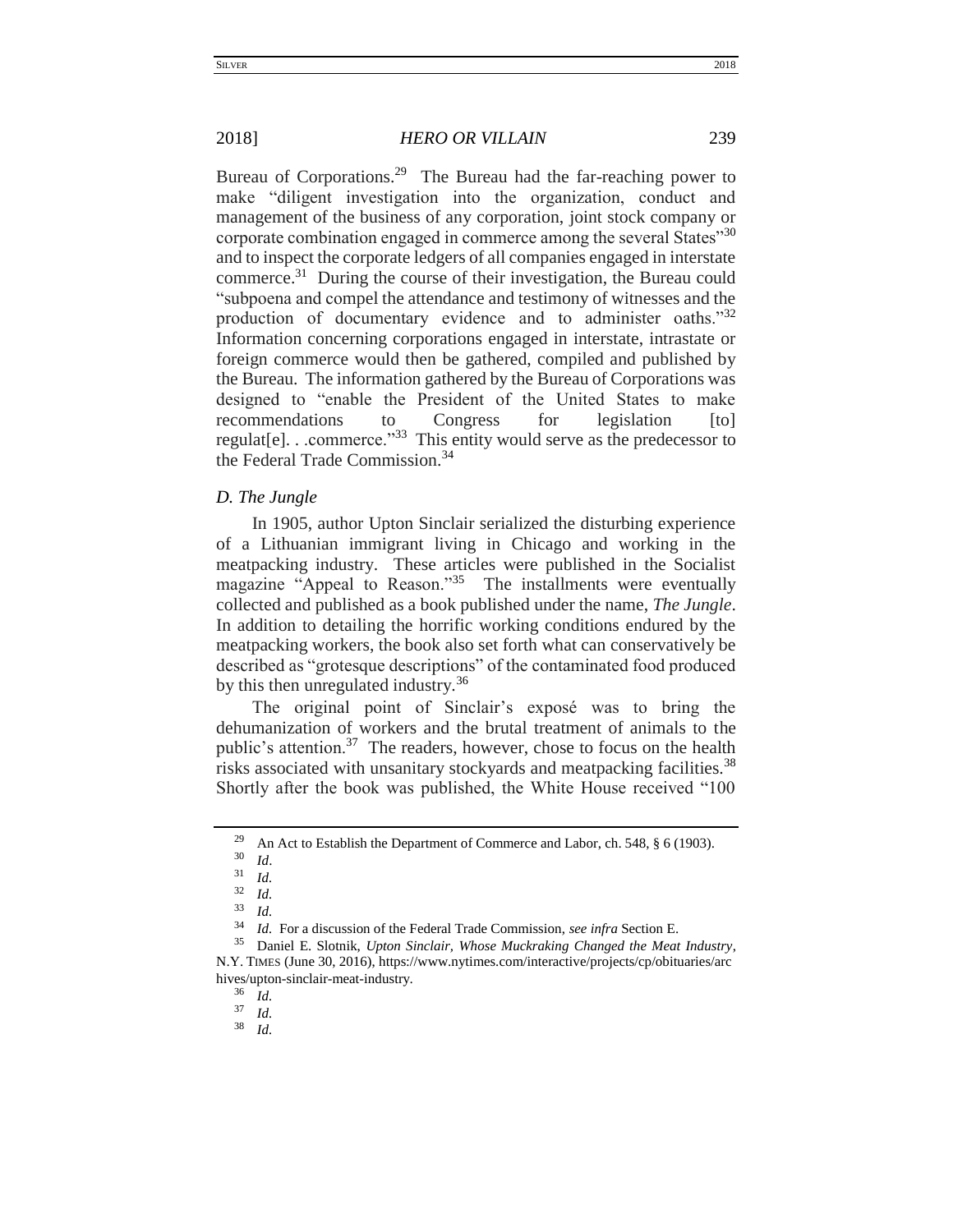Bureau of Corporations.[29] The Bureau had the far-reaching power to make "diligent investigation into the organization, conduct and management of the business of any corporation, joint stock company or corporate combination engaged in commerce among the several States"[30] and to inspect the corporate ledgers of all companies engaged in interstate commerce.[31] During the course of their investigation, the Bureau could "subpoena and compel the attendance and testimony of witnesses and the production of documentary evidence and to administer oaths."[32] Information concerning corporations engaged in interstate, intrastate or foreign commerce would then be gathered, compiled and published by the Bureau. The information gathered by the Bureau of Corporations was designed to "enable the President of the United States to make recommendations to Congress for legislation [to] regulat[e]. . .commerce."[33] This entity would serve as the predecessor to the Federal Trade Commission.[34]

### *D. The Jungle*

In 1905, author Upton Sinclair serialized the disturbing experience of a Lithuanian immigrant living in Chicago and working in the meatpacking industry. These articles were published in the Socialist magazine "Appeal to Reason."[35] The installments were eventually collected and published as a book published under the name, *The Jungle*. In addition to detailing the horrific working conditions endured by the meatpacking workers, the book also set forth what can conservatively be described as "grotesque descriptions" of the contaminated food produced by this then unregulated industry.[36]

The original point of Sinclair's exposé was to bring the dehumanization of workers and the brutal treatment of animals to the public's attention.[37] The readers, however, chose to focus on the health risks associated with unsanitary stockyards and meatpacking facilities.[38] Shortly after the book was published, the White House received "100

---

[29] An Act to Establish the Department of Commerce and Labor, ch. 548, § 6 (1903).

[30] *Id*.

[31] *Id.*

[32] *Id.*

[33] *Id.*

[34] *Id.* For a discussion of the Federal Trade Commission, *see infra* Section E.

[35] Daniel E. Slotnik, *Upton Sinclair, Whose Muckraking Changed the Meat Industry*, N.Y. TIMES (June 30, 2016), https://www.nytimes.com/interactive/projects/cp/obituaries/archives/upton-sinclair-meat-industry.

[36] *Id.*

[37] *Id.*

[38] *Id.*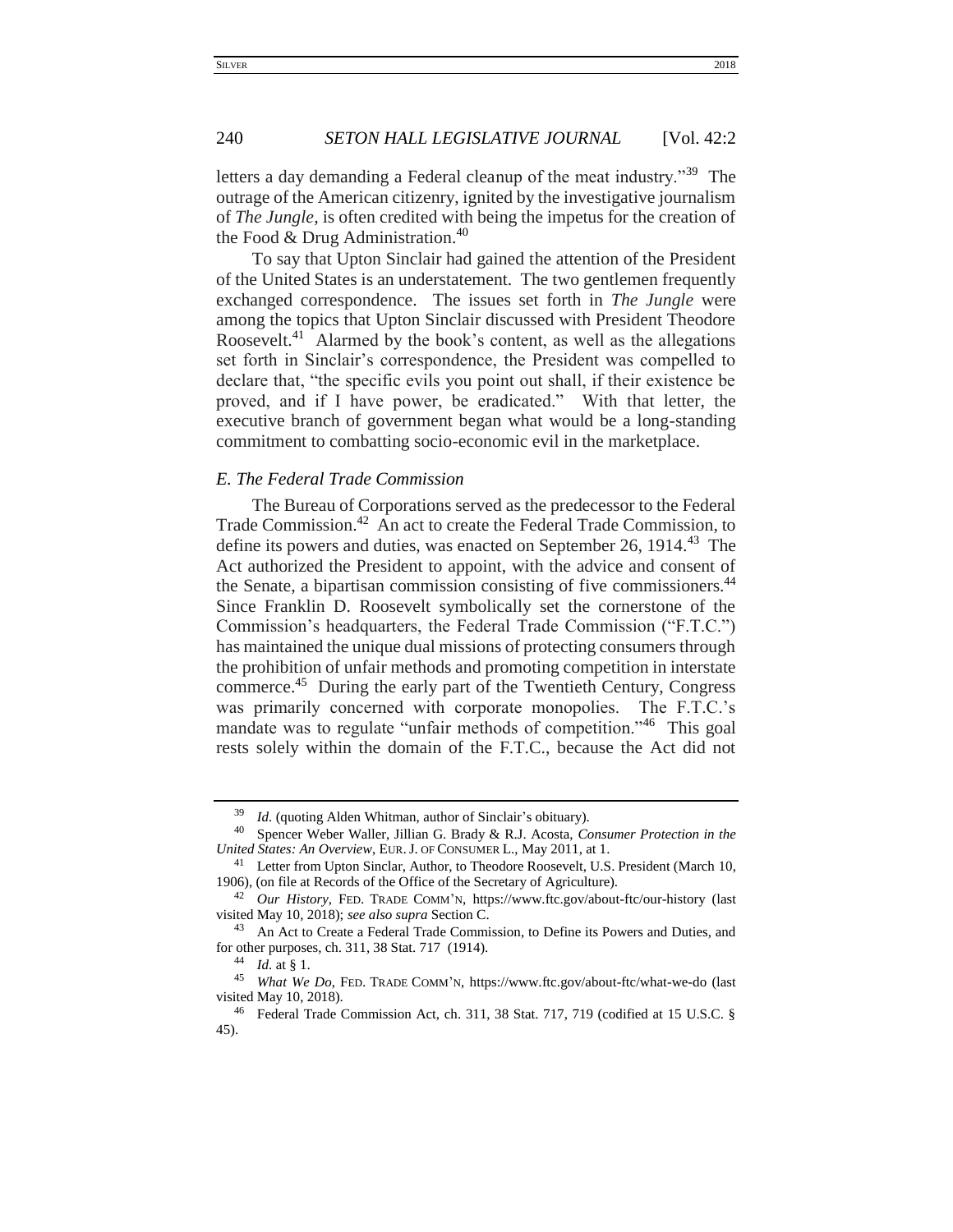letters a day demanding a Federal cleanup of the meat industry."[39] The outrage of the American citizenry, ignited by the investigative journalism of *The Jungle*, is often credited with being the impetus for the creation of the Food & Drug Administration.[40]

To say that Upton Sinclair had gained the attention of the President of the United States is an understatement. The two gentlemen frequently exchanged correspondence. The issues set forth in *The Jungle* were among the topics that Upton Sinclair discussed with President Theodore Roosevelt.[41] Alarmed by the book's content, as well as the allegations set forth in Sinclair's correspondence, the President was compelled to declare that, "the specific evils you point out shall, if their existence be proved, and if I have power, be eradicated." With that letter, the executive branch of government began what would be a long-standing commitment to combatting socio-economic evil in the marketplace.

### *E. The Federal Trade Commission*

The Bureau of Corporations served as the predecessor to the Federal Trade Commission.[42] An act to create the Federal Trade Commission, to define its powers and duties, was enacted on September 26, 1914.[43] The Act authorized the President to appoint, with the advice and consent of the Senate, a bipartisan commission consisting of five commissioners.[44] Since Franklin D. Roosevelt symbolically set the cornerstone of the Commission's headquarters, the Federal Trade Commission ("F.T.C.") has maintained the unique dual missions of protecting consumers through the prohibition of unfair methods and promoting competition in interstate commerce.[45] During the early part of the Twentieth Century, Congress was primarily concerned with corporate monopolies. The F.T.C.'s mandate was to regulate "unfair methods of competition."[46] This goal rests solely within the domain of the F.T.C., because the Act did not

---

[39] *Id.* (quoting Alden Whitman, author of Sinclair's obituary).

[40] Spencer Weber Waller, Jillian G. Brady & R.J. Acosta, *Consumer Protection in the United States: An Overview*, EUR. J. OF CONSUMER L., May 2011, at 1.

[41] Letter from Upton Sinclar, Author, to Theodore Roosevelt, U.S. President (March 10, 1906), (on file at Records of the Office of the Secretary of Agriculture).

[42] *Our History*, FED. TRADE COMM'N, https://www.ftc.gov/about-ftc/our-history (last visited May 10, 2018); *see also supra* Section C.

[43] An Act to Create a Federal Trade Commission, to Define its Powers and Duties, and for other purposes, ch. 311, 38 Stat. 717 (1914).

[44] *Id.* at § 1.

[45] *What We Do*, FED. TRADE COMM'N, https://www.ftc.gov/about-ftc/what-we-do (last visited May 10, 2018).

[46] Federal Trade Commission Act, ch. 311, 38 Stat. 717, 719 (codified at 15 U.S.C. § 45).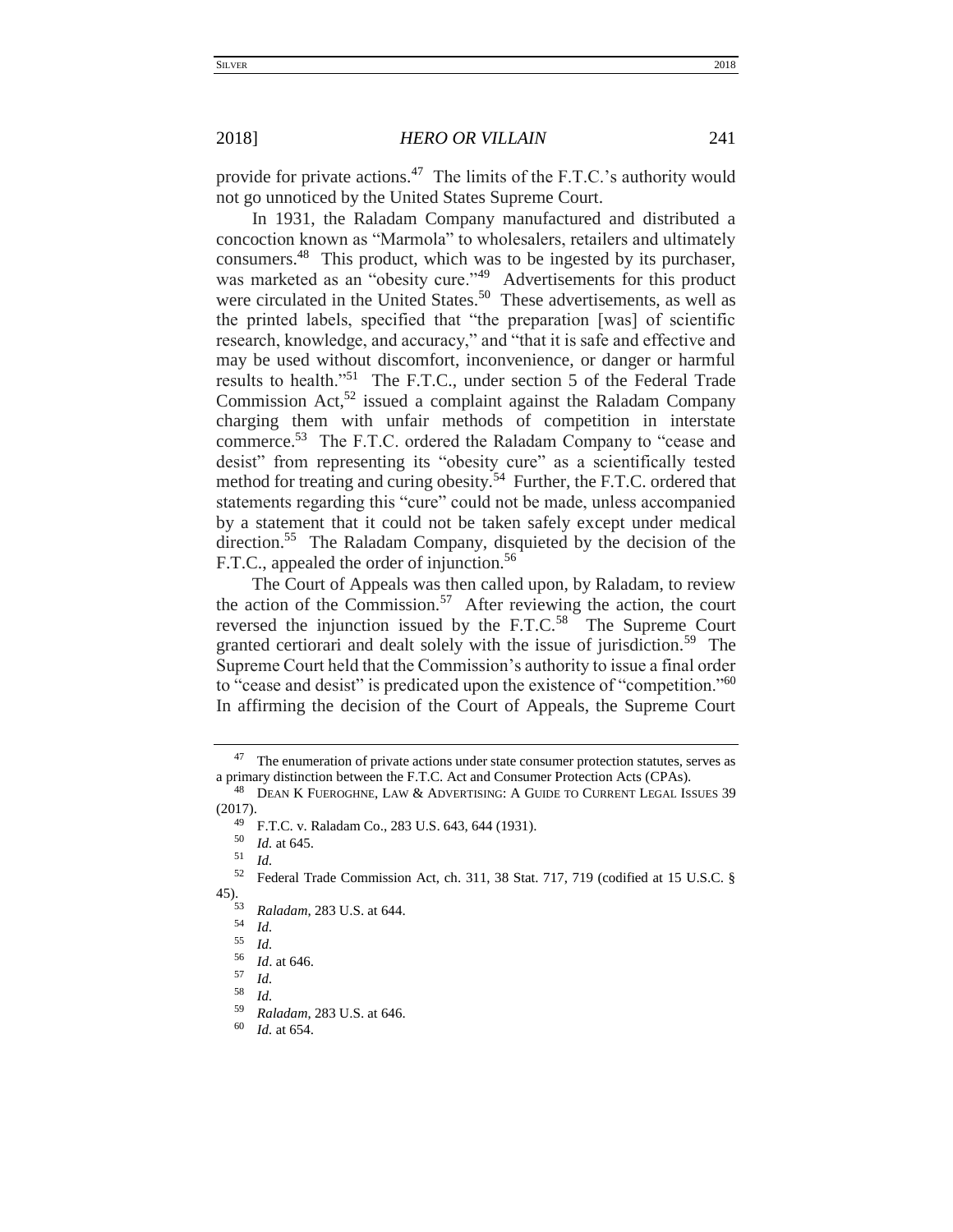provide for private actions.[47] The limits of the F.T.C.'s authority would not go unnoticed by the United States Supreme Court.

In 1931, the Raladam Company manufactured and distributed a concoction known as "Marmola" to wholesalers, retailers and ultimately consumers.[48] This product, which was to be ingested by its purchaser, was marketed as an "obesity cure."[49] Advertisements for this product were circulated in the United States.[50] These advertisements, as well as the printed labels, specified that "the preparation [was] of scientific research, knowledge, and accuracy," and "that it is safe and effective and may be used without discomfort, inconvenience, or danger or harmful results to health."[51] The F.T.C., under section 5 of the Federal Trade Commission Act,[52] issued a complaint against the Raladam Company charging them with unfair methods of competition in interstate commerce.[53] The F.T.C. ordered the Raladam Company to "cease and desist" from representing its "obesity cure" as a scientifically tested method for treating and curing obesity.[54] Further, the F.T.C. ordered that statements regarding this "cure" could not be made, unless accompanied by a statement that it could not be taken safely except under medical direction.[55] The Raladam Company, disquieted by the decision of the F.T.C., appealed the order of injunction.[56]

The Court of Appeals was then called upon, by Raladam, to review the action of the Commission.[57] After reviewing the action, the court reversed the injunction issued by the F.T.C.[58] The Supreme Court granted certiorari and dealt solely with the issue of jurisdiction.[59] The Supreme Court held that the Commission's authority to issue a final order to "cease and desist" is predicated upon the existence of "competition."[60] In affirming the decision of the Court of Appeals, the Supreme Court

---

[47] The enumeration of private actions under state consumer protection statutes, serves as a primary distinction between the F.T.C. Act and Consumer Protection Acts (CPAs).

[48] DEAN K FUEROGHNE, LAW & ADVERTISING: A GUIDE TO CURRENT LEGAL ISSUES 39 (2017).

[49] F.T.C. v. Raladam Co., 283 U.S. 643, 644 (1931).

[50] *Id.* at 645.

[51] *Id.*

[52] Federal Trade Commission Act, ch. 311, 38 Stat. 717, 719 (codified at 15 U.S.C. § 45).

[53] *Raladam*, 283 U.S. at 644.

[54] *Id.*

[55] *Id.*

[56] *Id*. at 646.

[57] *Id.*

[58] *Id.*

[59] *Raladam*, 283 U.S. at 646.

[60] *Id.* at 654.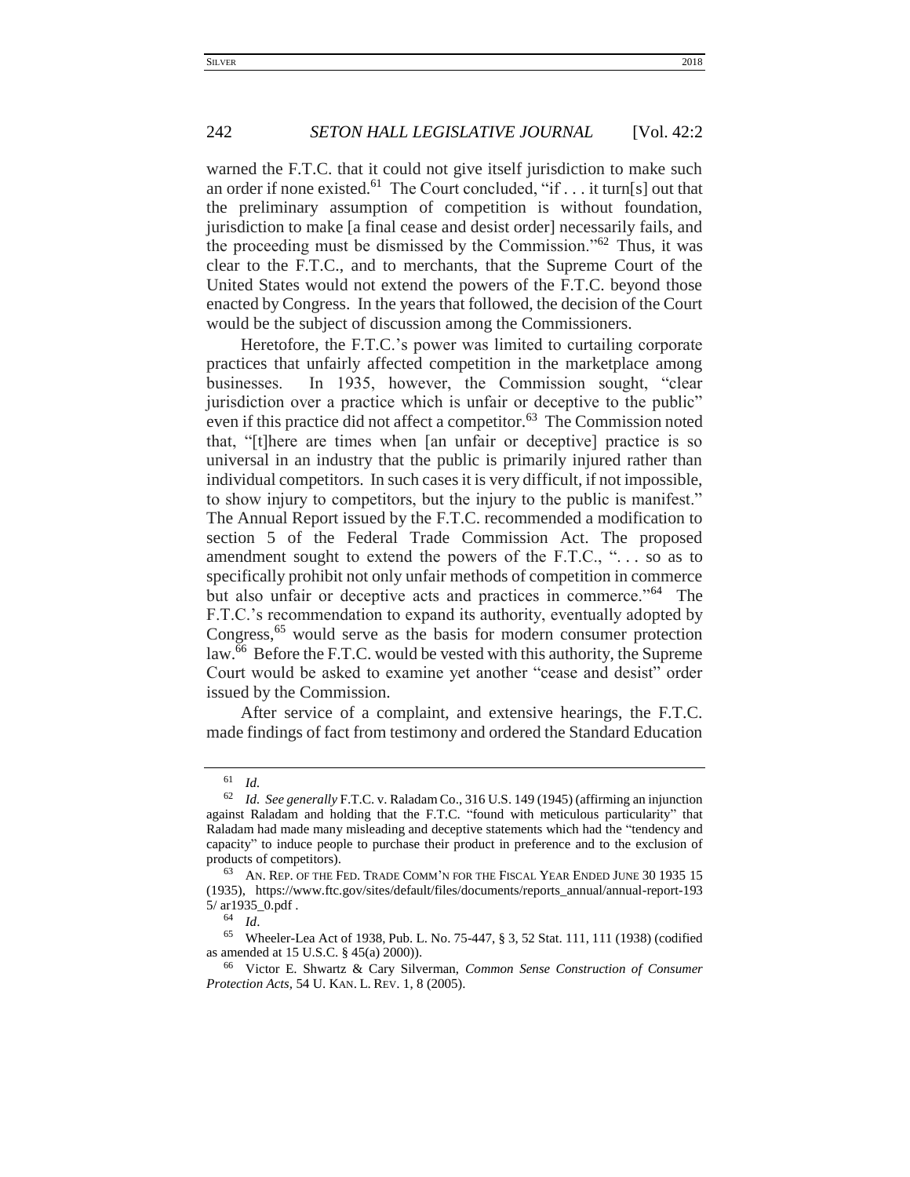warned the F.T.C. that it could not give itself jurisdiction to make such an order if none existed.[61] The Court concluded, "if . . . it turn[s] out that the preliminary assumption of competition is without foundation, jurisdiction to make [a final cease and desist order] necessarily fails, and the proceeding must be dismissed by the Commission."[62] Thus, it was clear to the F.T.C., and to merchants, that the Supreme Court of the United States would not extend the powers of the F.T.C. beyond those enacted by Congress. In the years that followed, the decision of the Court would be the subject of discussion among the Commissioners.

Heretofore, the F.T.C.'s power was limited to curtailing corporate practices that unfairly affected competition in the marketplace among businesses. In 1935, however, the Commission sought, "clear jurisdiction over a practice which is unfair or deceptive to the public" even if this practice did not affect a competitor.[63] The Commission noted that, "[t]here are times when [an unfair or deceptive] practice is so universal in an industry that the public is primarily injured rather than individual competitors. In such cases it is very difficult, if not impossible, to show injury to competitors, but the injury to the public is manifest." The Annual Report issued by the F.T.C. recommended a modification to section 5 of the Federal Trade Commission Act. The proposed amendment sought to extend the powers of the F.T.C., ". . . so as to specifically prohibit not only unfair methods of competition in commerce but also unfair or deceptive acts and practices in commerce."[64] The F.T.C.'s recommendation to expand its authority, eventually adopted by Congress,[65] would serve as the basis for modern consumer protection law.[66] Before the F.T.C. would be vested with this authority, the Supreme Court would be asked to examine yet another "cease and desist" order issued by the Commission.

After service of a complaint, and extensive hearings, the F.T.C. made findings of fact from testimony and ordered the Standard Education

---

[61] *Id.*

[62] *Id. See generally* F.T.C. v. Raladam Co., 316 U.S. 149 (1945) (affirming an injunction against Raladam and holding that the F.T.C. "found with meticulous particularity" that Raladam had made many misleading and deceptive statements which had the "tendency and capacity" to induce people to purchase their product in preference and to the exclusion of products of competitors).

[63] AN. REP. OF THE FED. TRADE COMM'N FOR THE FISCAL YEAR ENDED JUNE 30 1935 15 (1935), https://www.ftc.gov/sites/default/files/documents/reports_annual/annual-report-1935/ ar1935_0.pdf .

[64] *Id*.

[65] Wheeler-Lea Act of 1938, Pub. L. No. 75-447, § 3, 52 Stat. 111, 111 (1938) (codified as amended at 15 U.S.C. § 45(a) 2000)).

[66] Victor E. Shwartz & Cary Silverman, *Common Sense Construction of Consumer Protection Acts*, 54 U. KAN. L. REV. 1, 8 (2005).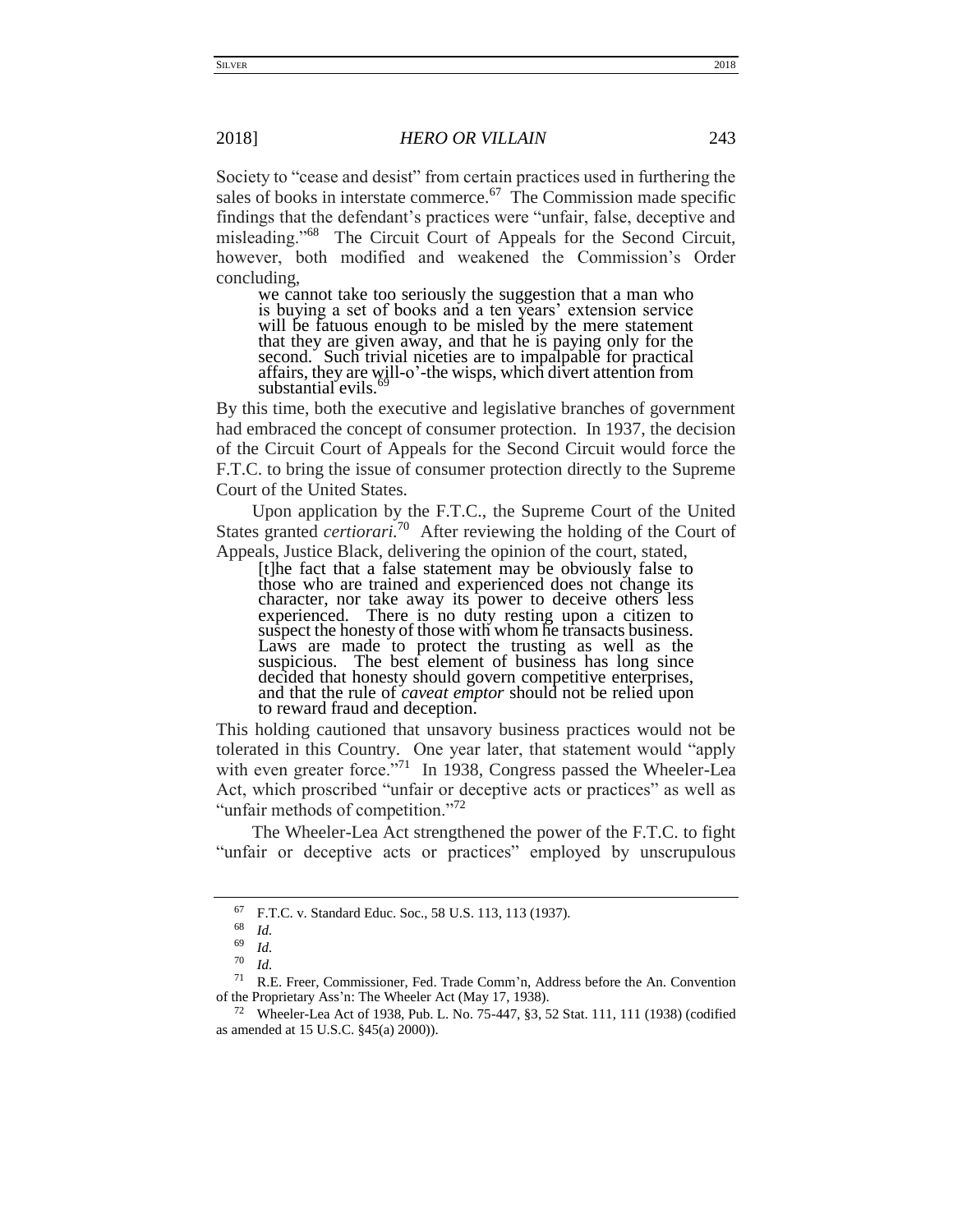Society to "cease and desist" from certain practices used in furthering the sales of books in interstate commerce.[67] The Commission made specific findings that the defendant's practices were "unfair, false, deceptive and misleading."[68] The Circuit Court of Appeals for the Second Circuit, however, both modified and weakened the Commission's Order concluding,

> we cannot take too seriously the suggestion that a man who is buying a set of books and a ten years' extension service will be fatuous enough to be misled by the mere statement that they are given away, and that he is paying only for the second. Such trivial niceties are to impalpable for practical affairs, they are will-o'-the wisps, which divert attention from substantial evils.[69]

By this time, both the executive and legislative branches of government had embraced the concept of consumer protection. In 1937, the decision of the Circuit Court of Appeals for the Second Circuit would force the F.T.C. to bring the issue of consumer protection directly to the Supreme Court of the United States.

Upon application by the F.T.C., the Supreme Court of the United States granted *certiorari*.[70] After reviewing the holding of the Court of Appeals, Justice Black, delivering the opinion of the court, stated,

> [t]he fact that a false statement may be obviously false to those who are trained and experienced does not change its character, nor take away its power to deceive others less experienced. There is no duty resting upon a citizen to suspect the honesty of those with whom he transacts business. Laws are made to protect the trusting as well as the suspicious. The best element of business has long since decided that honesty should govern competitive enterprises, and that the rule of *caveat emptor* should not be relied upon to reward fraud and deception.

This holding cautioned that unsavory business practices would not be tolerated in this Country. One year later, that statement would "apply with even greater force."[71] In 1938, Congress passed the Wheeler-Lea Act, which proscribed "unfair or deceptive acts or practices" as well as "unfair methods of competition."[72]

The Wheeler-Lea Act strengthened the power of the F.T.C. to fight "unfair or deceptive acts or practices" employed by unscrupulous

---

[67] F.T.C. v. Standard Educ. Soc., 58 U.S. 113, 113 (1937).

[68] *Id.*

[69] *Id.*

[70] *Id.*

[71] R.E. Freer, Commissioner, Fed. Trade Comm'n, Address before the An. Convention of the Proprietary Ass'n: The Wheeler Act (May 17, 1938).

[72] Wheeler-Lea Act of 1938, Pub. L. No. 75-447, §3, 52 Stat. 111, 111 (1938) (codified as amended at 15 U.S.C. §45(a) 2000)).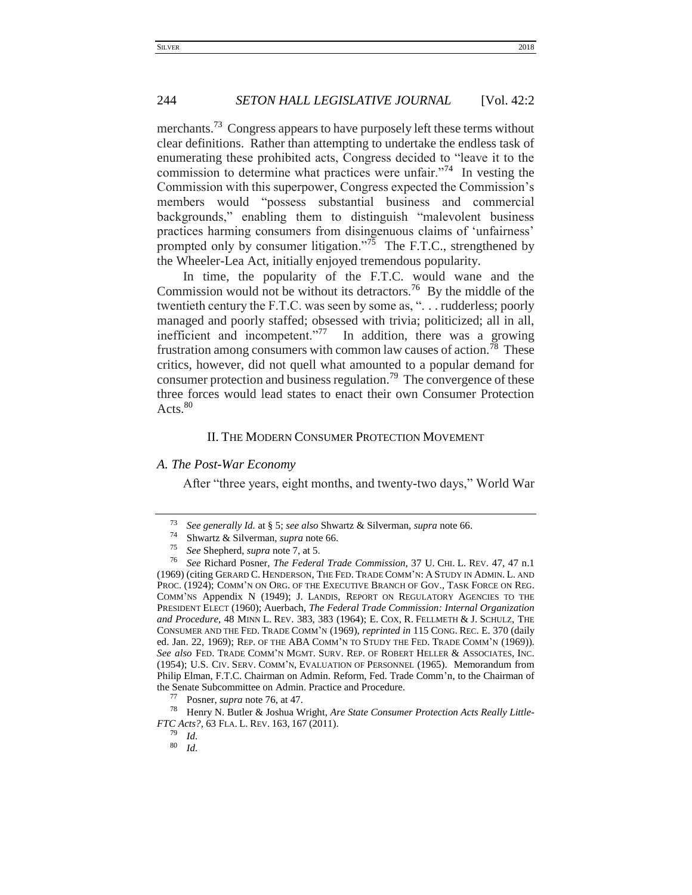merchants.[73] Congress appears to have purposely left these terms without clear definitions. Rather than attempting to undertake the endless task of enumerating these prohibited acts, Congress decided to "leave it to the commission to determine what practices were unfair."[74] In vesting the Commission with this superpower, Congress expected the Commission's members would "possess substantial business and commercial backgrounds," enabling them to distinguish "malevolent business practices harming consumers from disingenuous claims of 'unfairness' prompted only by consumer litigation."[75] The F.T.C., strengthened by the Wheeler-Lea Act, initially enjoyed tremendous popularity.

In time, the popularity of the F.T.C. would wane and the Commission would not be without its detractors.[76] By the middle of the twentieth century the F.T.C. was seen by some as, ". . . rudderless; poorly managed and poorly staffed; obsessed with trivia; politicized; all in all, inefficient and incompetent."[77] In addition, there was a growing frustration among consumers with common law causes of action.[78] These critics, however, did not quell what amounted to a popular demand for consumer protection and business regulation.[79] The convergence of these three forces would lead states to enact their own Consumer Protection Acts.[80]

## II. The Modern Consumer Protection Movement

### *A. The Post-War Economy*

After "three years, eight months, and twenty-two days," World War

---

[73] *See generally Id.* at § 5; *see also* Shwartz & Silverman, *supra* note 66.

[74] Shwartz & Silverman, *supra* note 66.

[75] *See* Shepherd, *supra* note 7, at 5.

[76] *See* Richard Posner, *The Federal Trade Commission*, 37 U. Chi. L. Rev. 47, 47 n.1 (1969) (citing Gerard C. Henderson, The Fed. Trade Comm'n: A Study in Admin. L. and Proc. (1924); Comm'n on Org. of the Executive Branch of Gov., Task Force on Reg. Comm'ns Appendix N (1949); J. Landis, Report on Regulatory Agencies to the President Elect (1960); Auerbach, *The Federal Trade Commission: Internal Organization and Procedure*, 48 Minn L. Rev. 383, 383 (1964); E. Cox, R. Fellmeth & J. Schulz, The Consumer and the Fed. Trade Comm'n (1969), *reprinted in* 115 Cong. Rec. E. 370 (daily ed. Jan. 22, 1969); Rep. of the ABA Comm'n to Study the Fed. Trade Comm'n (1969)). *See also* Fed. Trade Comm'n Mgmt. Surv. Rep. of Robert Heller & Associates, Inc. (1954); U.S. Civ. Serv. Comm'n, Evaluation of Personnel (1965). Memorandum from Philip Elman, F.T.C. Chairman on Admin. Reform, Fed. Trade Comm'n, to the Chairman of the Senate Subcommittee on Admin. Practice and Procedure.

[77] Posner, *supra* note 76, at 47.

[78] Henry N. Butler & Joshua Wright, *Are State Consumer Protection Acts Really Little-FTC Acts?*, 63 Fla. L. Rev. 163, 167 (2011).

[79] *Id.*

[80] *Id.*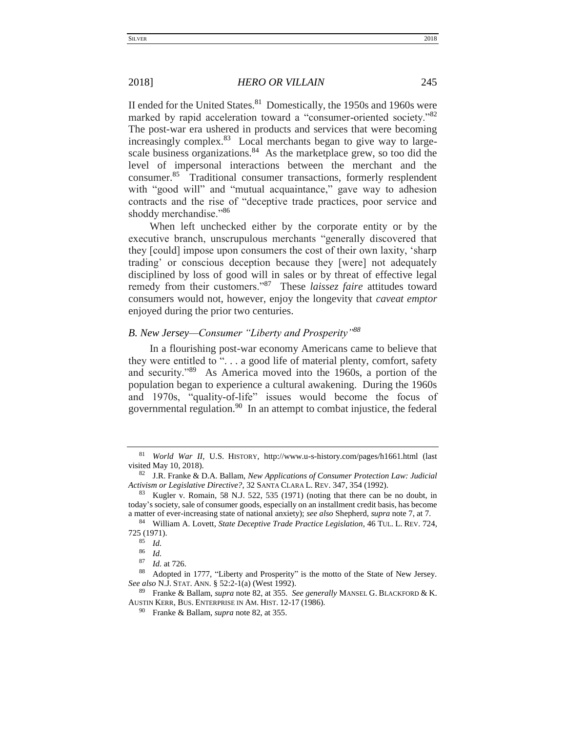II ended for the United States.[81] Domestically, the 1950s and 1960s were marked by rapid acceleration toward a "consumer-oriented society."[82] The post-war era ushered in products and services that were becoming increasingly complex.[83] Local merchants began to give way to large-scale business organizations.[84] As the marketplace grew, so too did the level of impersonal interactions between the merchant and the consumer.[85] Traditional consumer transactions, formerly resplendent with "good will" and "mutual acquaintance," gave way to adhesion contracts and the rise of "deceptive trade practices, poor service and shoddy merchandise."[86]

When left unchecked either by the corporate entity or by the executive branch, unscrupulous merchants "generally discovered that they [could] impose upon consumers the cost of their own laxity, 'sharp trading' or conscious deception because they [were] not adequately disciplined by loss of good will in sales or by threat of effective legal remedy from their customers."[87] These *laissez faire* attitudes toward consumers would not, however, enjoy the longevity that *caveat emptor* enjoyed during the prior two centuries.

### *B. New Jersey—Consumer "Liberty and Prosperity"*[88]

In a flourishing post-war economy Americans came to believe that they were entitled to ". . . a good life of material plenty, comfort, safety and security."[89] As America moved into the 1960s, a portion of the population began to experience a cultural awakening. During the 1960s and 1970s, "quality-of-life" issues would become the focus of governmental regulation.[90] In an attempt to combat injustice, the federal

---

[81] *World War II*, U.S. HISTORY, http://www.u-s-history.com/pages/h1661.html (last visited May 10, 2018).

[82] J.R. Franke & D.A. Ballam, *New Applications of Consumer Protection Law: Judicial Activism or Legislative Directive?*, 32 SANTA CLARA L. REV. 347, 354 (1992).

[83] Kugler v. Romain, 58 N.J. 522, 535 (1971) (noting that there can be no doubt, in today's society, sale of consumer goods, especially on an installment credit basis, has become a matter of ever-increasing state of national anxiety); *see also* Shepherd, *supra* note 7, at 7.

[84] William A. Lovett, *State Deceptive Trade Practice Legislation*, 46 TUL. L. REV. 724, 725 (1971).

[85] *Id.*

[86] *Id.*

[87] *Id.* at 726.

[88] Adopted in 1777, "Liberty and Prosperity" is the motto of the State of New Jersey. *See also* N.J. STAT. ANN. § 52:2-1(a) (West 1992).

[89] Franke & Ballam, *supra* note 82, at 355. *See generally* MANSEL G. BLACKFORD & K. AUSTIN KERR, BUS. ENTERPRISE IN AM. HIST. 12-17 (1986).

[90] Franke & Ballam, *supra* note 82, at 355.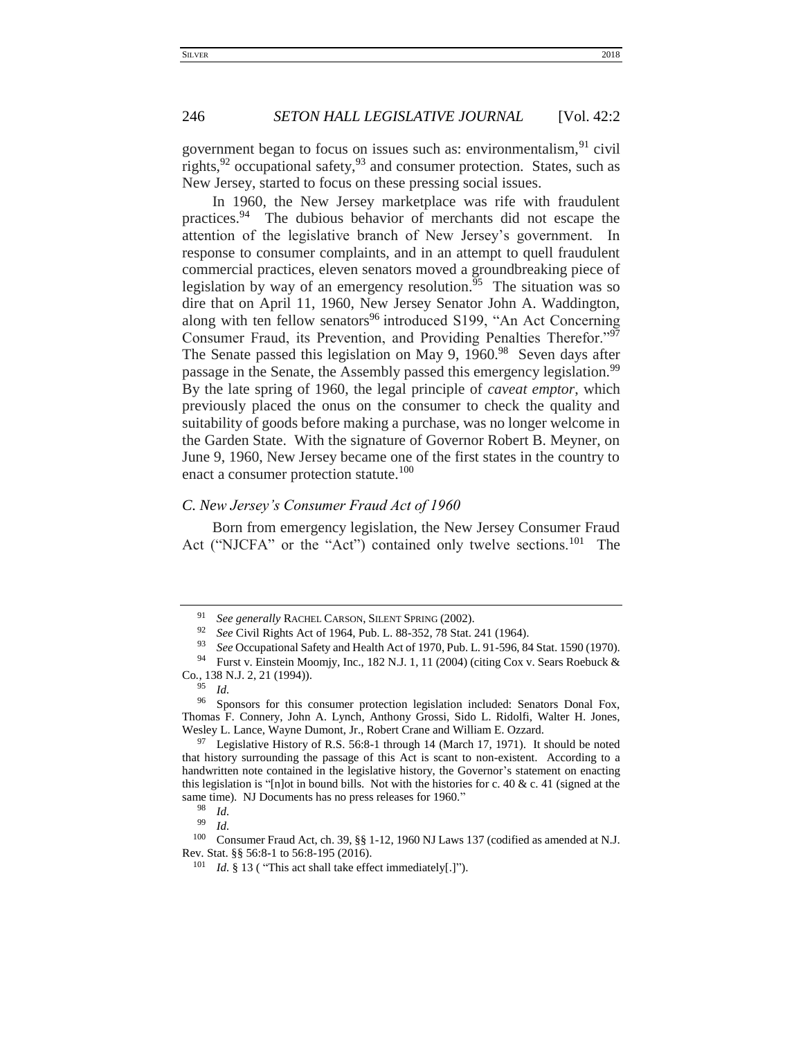government began to focus on issues such as: environmentalism,[91] civil rights,[92] occupational safety,[93] and consumer protection. States, such as New Jersey, started to focus on these pressing social issues.

In 1960, the New Jersey marketplace was rife with fraudulent practices.[94] The dubious behavior of merchants did not escape the attention of the legislative branch of New Jersey's government. In response to consumer complaints, and in an attempt to quell fraudulent commercial practices, eleven senators moved a groundbreaking piece of legislation by way of an emergency resolution.[95] The situation was so dire that on April 11, 1960, New Jersey Senator John A. Waddington, along with ten fellow senators[96] introduced S199, "An Act Concerning Consumer Fraud, its Prevention, and Providing Penalties Therefor."[97] The Senate passed this legislation on May 9, 1960.[98] Seven days after passage in the Senate, the Assembly passed this emergency legislation.[99] By the late spring of 1960, the legal principle of *caveat emptor*, which previously placed the onus on the consumer to check the quality and suitability of goods before making a purchase, was no longer welcome in the Garden State. With the signature of Governor Robert B. Meyner, on June 9, 1960, New Jersey became one of the first states in the country to enact a consumer protection statute.[100]

### *C. New Jersey's Consumer Fraud Act of 1960*

Born from emergency legislation, the New Jersey Consumer Fraud Act ("NJCFA" or the "Act") contained only twelve sections.[101] The

---

[91] *See generally* RACHEL CARSON, SILENT SPRING (2002).

[92] *See* Civil Rights Act of 1964, Pub. L. 88-352, 78 Stat. 241 (1964).

[93] *See* Occupational Safety and Health Act of 1970, Pub. L. 91-596, 84 Stat. 1590 (1970).

[94] Furst v. Einstein Moomjy, Inc., 182 N.J. 1, 11 (2004) (citing Cox v. Sears Roebuck & Co., 138 N.J. 2, 21 (1994)).

[95] *Id.*

[96] Sponsors for this consumer protection legislation included: Senators Donal Fox, Thomas F. Connery, John A. Lynch, Anthony Grossi, Sido L. Ridolfi, Walter H. Jones, Wesley L. Lance, Wayne Dumont, Jr., Robert Crane and William E. Ozzard.

[97] Legislative History of R.S. 56:8-1 through 14 (March 17, 1971). It should be noted that history surrounding the passage of this Act is scant to non-existent. According to a handwritten note contained in the legislative history, the Governor's statement on enacting this legislation is "[n]ot in bound bills. Not with the histories for c. 40 & c. 41 (signed at the same time). NJ Documents has no press releases for 1960."

[98] *Id.*

[99] *Id.*

[100] Consumer Fraud Act, ch. 39, §§ 1-12, 1960 NJ Laws 137 (codified as amended at N.J. Rev. Stat. §§ 56:8-1 to 56:8-195 (2016).

[101] *Id.* § 13 ( "This act shall take effect immediately[.]").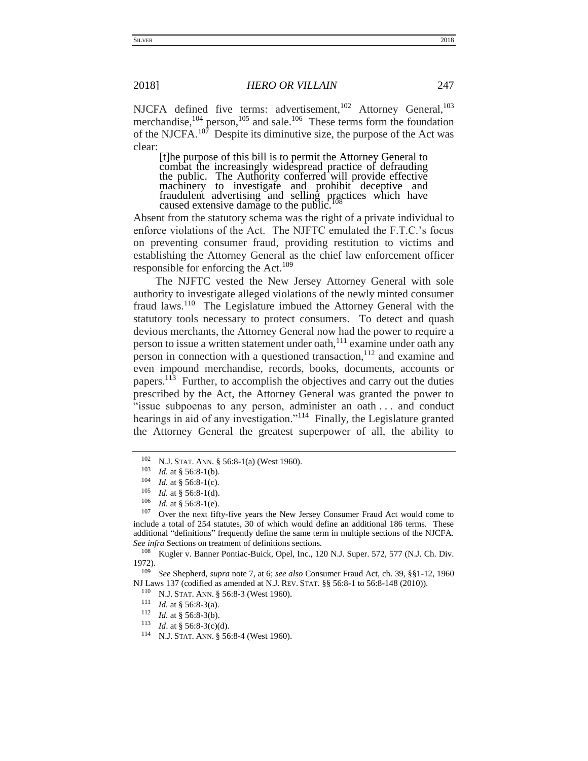NJCFA defined five terms: advertisement,[102] Attorney General,[103] merchandise,[104] person,[105] and sale.[106] These terms form the foundation of the NJCFA.[107] Despite its diminutive size, the purpose of the Act was clear:

> [t]he purpose of this bill is to permit the Attorney General to combat the increasingly widespread practice of defrauding the public. The Authority conferred will provide effective machinery to investigate and prohibit deceptive and fraudulent advertising and selling practices which have caused extensive damage to the public.[108]

Absent from the statutory schema was the right of a private individual to enforce violations of the Act. The NJFTC emulated the F.T.C.'s focus on preventing consumer fraud, providing restitution to victims and establishing the Attorney General as the chief law enforcement officer responsible for enforcing the Act.[109]

The NJFTC vested the New Jersey Attorney General with sole authority to investigate alleged violations of the newly minted consumer fraud laws.[110] The Legislature imbued the Attorney General with the statutory tools necessary to protect consumers. To detect and quash devious merchants, the Attorney General now had the power to require a person to issue a written statement under oath,[111] examine under oath any person in connection with a questioned transaction,[112] and examine and even impound merchandise, records, books, documents, accounts or papers.[113] Further, to accomplish the objectives and carry out the duties prescribed by the Act, the Attorney General was granted the power to "issue subpoenas to any person, administer an oath . . . and conduct hearings in aid of any investigation."[114] Finally, the Legislature granted the Attorney General the greatest superpower of all, the ability to

---

[102] N.J. STAT. ANN. § 56:8-1(a) (West 1960).

[103] *Id.* at § 56:8-1(b).

[104] *Id.* at § 56:8-1(c).

[105] *Id.* at § 56:8-1(d).

[106] *Id.* at § 56:8-1(e).

[107] Over the next fifty-five years the New Jersey Consumer Fraud Act would come to include a total of 254 statutes, 30 of which would define an additional 186 terms. These additional "definitions" frequently define the same term in multiple sections of the NJCFA. *See infra* Sections on treatment of definitions sections.

[108] Kugler v. Banner Pontiac-Buick, Opel, Inc., 120 N.J. Super. 572, 577 (N.J. Ch. Div. 1972).

[109] *See* Shepherd, *supra* note 7, at 6; *see also* Consumer Fraud Act, ch. 39, §§1-12, 1960 NJ Laws 137 (codified as amended at N.J. REV. STAT. §§ 56:8-1 to 56:8-148 (2010)).

[110] N.J. STAT. ANN. § 56:8-3 (West 1960).

[111] *Id.* at § 56:8-3(a).

[112] *Id.* at § 56:8-3(b).

[113] *Id*. at § 56:8-3(c)(d).

[114] N.J. STAT. ANN. § 56:8-4 (West 1960).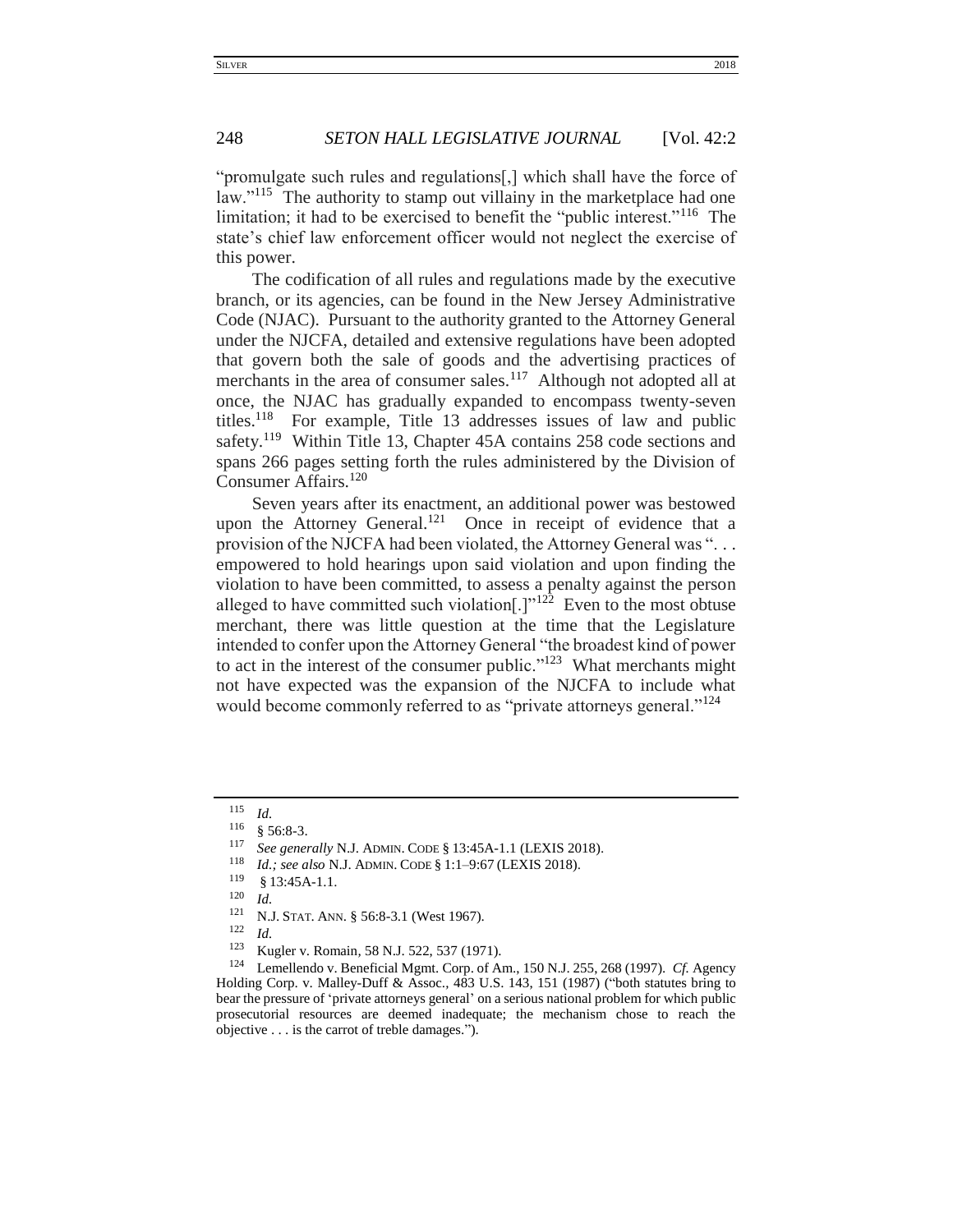"promulgate such rules and regulations[,] which shall have the force of law."[115] The authority to stamp out villainy in the marketplace had one limitation; it had to be exercised to benefit the "public interest."[116] The state's chief law enforcement officer would not neglect the exercise of this power.

The codification of all rules and regulations made by the executive branch, or its agencies, can be found in the New Jersey Administrative Code (NJAC). Pursuant to the authority granted to the Attorney General under the NJCFA, detailed and extensive regulations have been adopted that govern both the sale of goods and the advertising practices of merchants in the area of consumer sales.[117] Although not adopted all at once, the NJAC has gradually expanded to encompass twenty-seven titles.[118] For example, Title 13 addresses issues of law and public safety.[119] Within Title 13, Chapter 45A contains 258 code sections and spans 266 pages setting forth the rules administered by the Division of Consumer Affairs.[120]

Seven years after its enactment, an additional power was bestowed upon the Attorney General.[121] Once in receipt of evidence that a provision of the NJCFA had been violated, the Attorney General was ". . . empowered to hold hearings upon said violation and upon finding the violation to have been committed, to assess a penalty against the person alleged to have committed such violation[.]"[122] Even to the most obtuse merchant, there was little question at the time that the Legislature intended to confer upon the Attorney General "the broadest kind of power to act in the interest of the consumer public."[123] What merchants might not have expected was the expansion of the NJCFA to include what would become commonly referred to as "private attorneys general."[124]

---

[115] *Id.*

[116] § 56:8-3.

[117] *See generally* N.J. ADMIN. CODE § 13:45A-1.1 (LEXIS 2018).

[118] *Id.; see also* N.J. ADMIN. CODE § 1:1–9:67 (LEXIS 2018).

[119] § 13:45A-1.1.

[120] *Id.*

[121] N.J. STAT. ANN. § 56:8-3.1 (West 1967).

[122] *Id.*

[123] Kugler v. Romain, 58 N.J. 522, 537 (1971).

[124] Lemellendo v. Beneficial Mgmt. Corp. of Am., 150 N.J. 255, 268 (1997). *Cf.* Agency Holding Corp. v. Malley-Duff & Assoc., 483 U.S. 143, 151 (1987) ("both statutes bring to bear the pressure of 'private attorneys general' on a serious national problem for which public prosecutorial resources are deemed inadequate; the mechanism chose to reach the objective . . . is the carrot of treble damages.").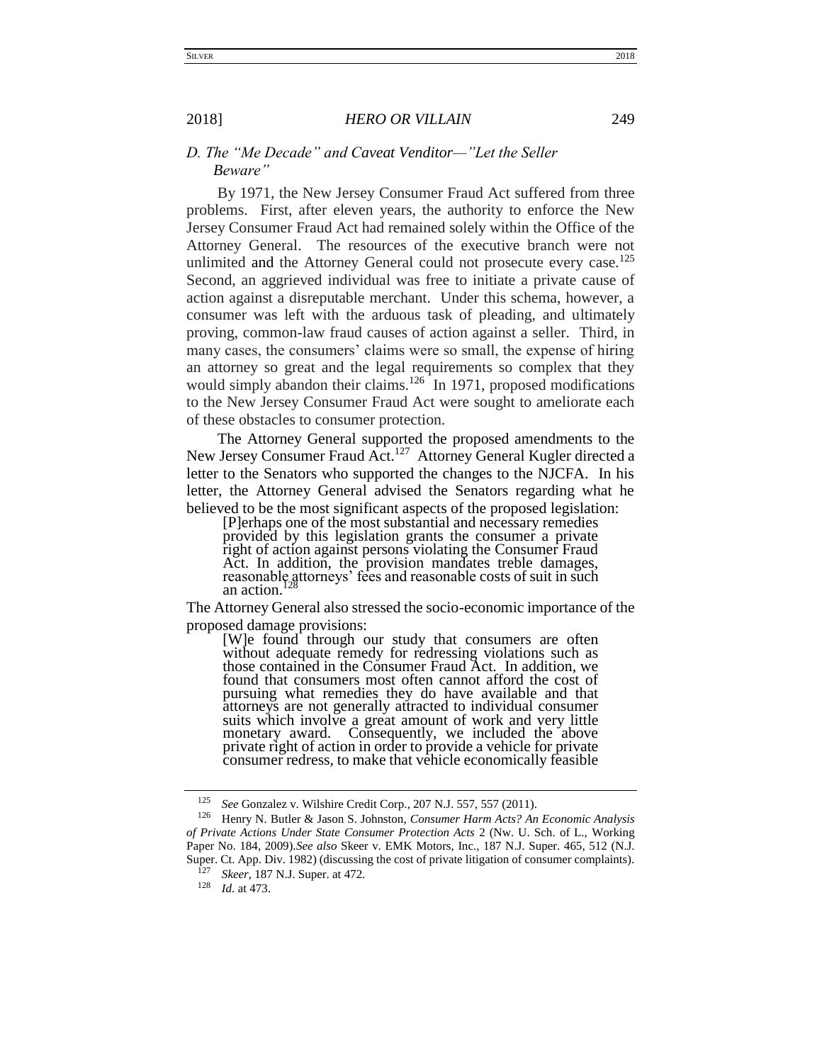### D. The "Me Decade" and *Caveat Venditor*—"Let the Seller Beware"

By 1971, the New Jersey Consumer Fraud Act suffered from three problems. First, after eleven years, the authority to enforce the New Jersey Consumer Fraud Act had remained solely within the Office of the Attorney General. The resources of the executive branch were not unlimited and the Attorney General could not prosecute every case.[125] Second, an aggrieved individual was free to initiate a private cause of action against a disreputable merchant. Under this schema, however, a consumer was left with the arduous task of pleading, and ultimately proving, common-law fraud causes of action against a seller. Third, in many cases, the consumers' claims were so small, the expense of hiring an attorney so great and the legal requirements so complex that they would simply abandon their claims.[126] In 1971, proposed modifications to the New Jersey Consumer Fraud Act were sought to ameliorate each of these obstacles to consumer protection.

The Attorney General supported the proposed amendments to the New Jersey Consumer Fraud Act.[127] Attorney General Kugler directed a letter to the Senators who supported the changes to the NJCFA. In his letter, the Attorney General advised the Senators regarding what he believed to be the most significant aspects of the proposed legislation:

> [P]erhaps one of the most substantial and necessary remedies provided by this legislation grants the consumer a private right of action against persons violating the Consumer Fraud Act. In addition, the provision mandates treble damages, reasonable attorneys' fees and reasonable costs of suit in such an action.[128]

The Attorney General also stressed the socio-economic importance of the proposed damage provisions:

> [W]e found through our study that consumers are often without adequate remedy for redressing violations such as those contained in the Consumer Fraud Act. In addition, we found that consumers most often cannot afford the cost of pursuing what remedies they do have available and that attorneys are not generally attracted to individual consumer suits which involve a great amount of work and very little monetary award. Consequently, we included the above private right of action in order to provide a vehicle for private consumer redress, to make that vehicle economically feasible

---

[125] *See* Gonzalez v. Wilshire Credit Corp., 207 N.J. 557, 557 (2011).

[126] Henry N. Butler & Jason S. Johnston, *Consumer Harm Acts? An Economic Analysis of Private Actions Under State Consumer Protection Acts* 2 (Nw. U. Sch. of L., Working Paper No. 184, 2009).*See also* Skeer v. EMK Motors, Inc., 187 N.J. Super. 465, 512 (N.J. Super. Ct. App. Div. 1982) (discussing the cost of private litigation of consumer complaints).

[127] *Skeer*, 187 N.J. Super. at 472.

[128] *Id.* at 473.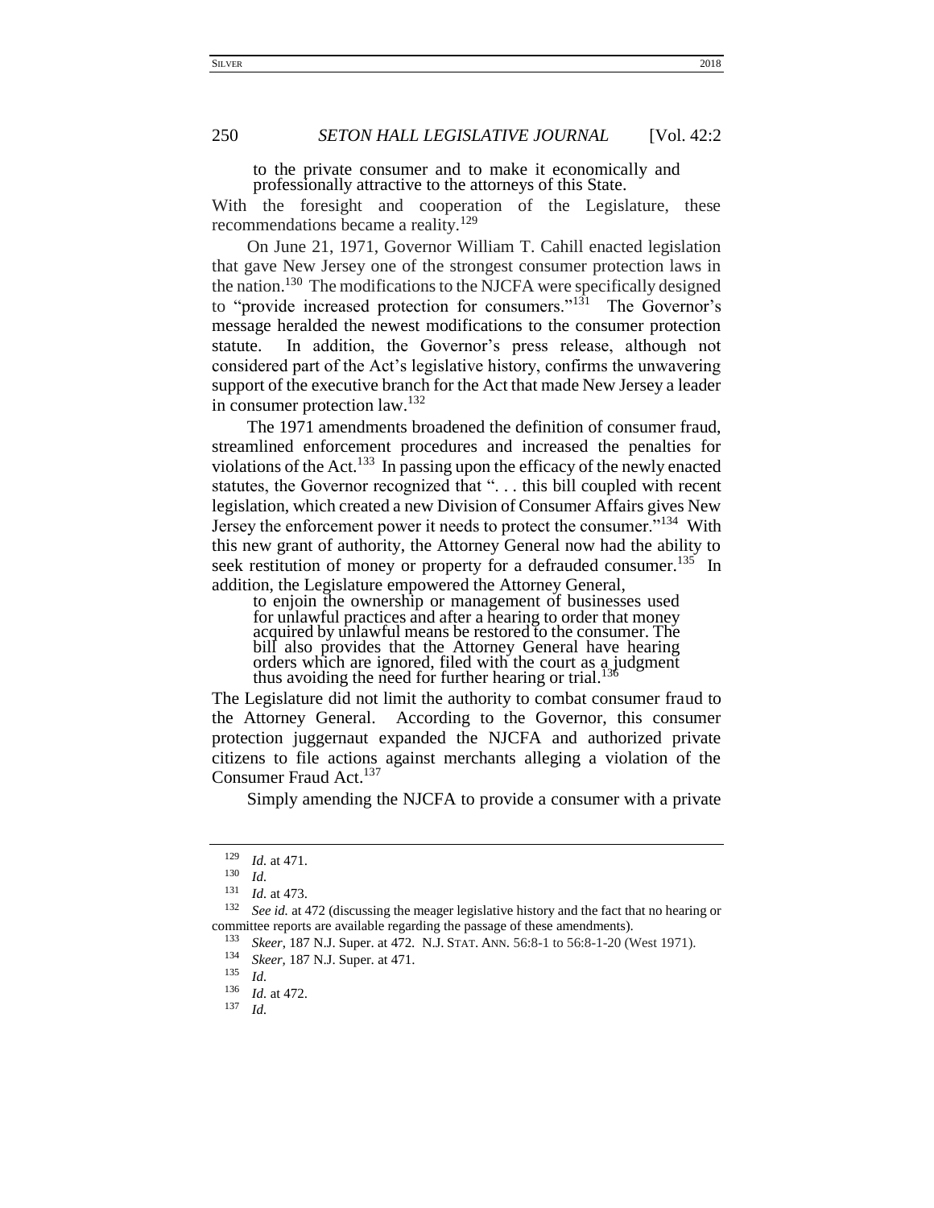> to the private consumer and to make it economically and professionally attractive to the attorneys of this State.

With the foresight and cooperation of the Legislature, these recommendations became a reality.[129]

On June 21, 1971, Governor William T. Cahill enacted legislation that gave New Jersey one of the strongest consumer protection laws in the nation.[130] The modifications to the NJCFA were specifically designed to "provide increased protection for consumers."[131] The Governor's message heralded the newest modifications to the consumer protection statute. In addition, the Governor's press release, although not considered part of the Act's legislative history, confirms the unwavering support of the executive branch for the Act that made New Jersey a leader in consumer protection law.[132]

The 1971 amendments broadened the definition of consumer fraud, streamlined enforcement procedures and increased the penalties for violations of the Act.[133] In passing upon the efficacy of the newly enacted statutes, the Governor recognized that ". . . this bill coupled with recent legislation, which created a new Division of Consumer Affairs gives New Jersey the enforcement power it needs to protect the consumer."[134] With this new grant of authority, the Attorney General now had the ability to seek restitution of money or property for a defrauded consumer.[135] In addition, the Legislature empowered the Attorney General,

> to enjoin the ownership or management of businesses used for unlawful practices and after a hearing to order that money acquired by unlawful means be restored to the consumer. The bill also provides that the Attorney General have hearing orders which are ignored, filed with the court as a judgment thus avoiding the need for further hearing or trial.[136]

The Legislature did not limit the authority to combat consumer fraud to the Attorney General. According to the Governor, this consumer protection juggernaut expanded the NJCFA and authorized private citizens to file actions against merchants alleging a violation of the Consumer Fraud Act.[137]

Simply amending the NJCFA to provide a consumer with a private

---

[129] *Id.* at 471.

[130] *Id.*

[131] *Id.* at 473.

[132] *See id.* at 472 (discussing the meager legislative history and the fact that no hearing or committee reports are available regarding the passage of these amendments).

[133] *Skeer*, 187 N.J. Super. at 472. N.J. STAT. ANN. 56:8-1 to 56:8-1-20 (West 1971).

[134] *Skeer*, 187 N.J. Super. at 471.

[135] *Id.*

[136] *Id.* at 472.

[137] *Id.*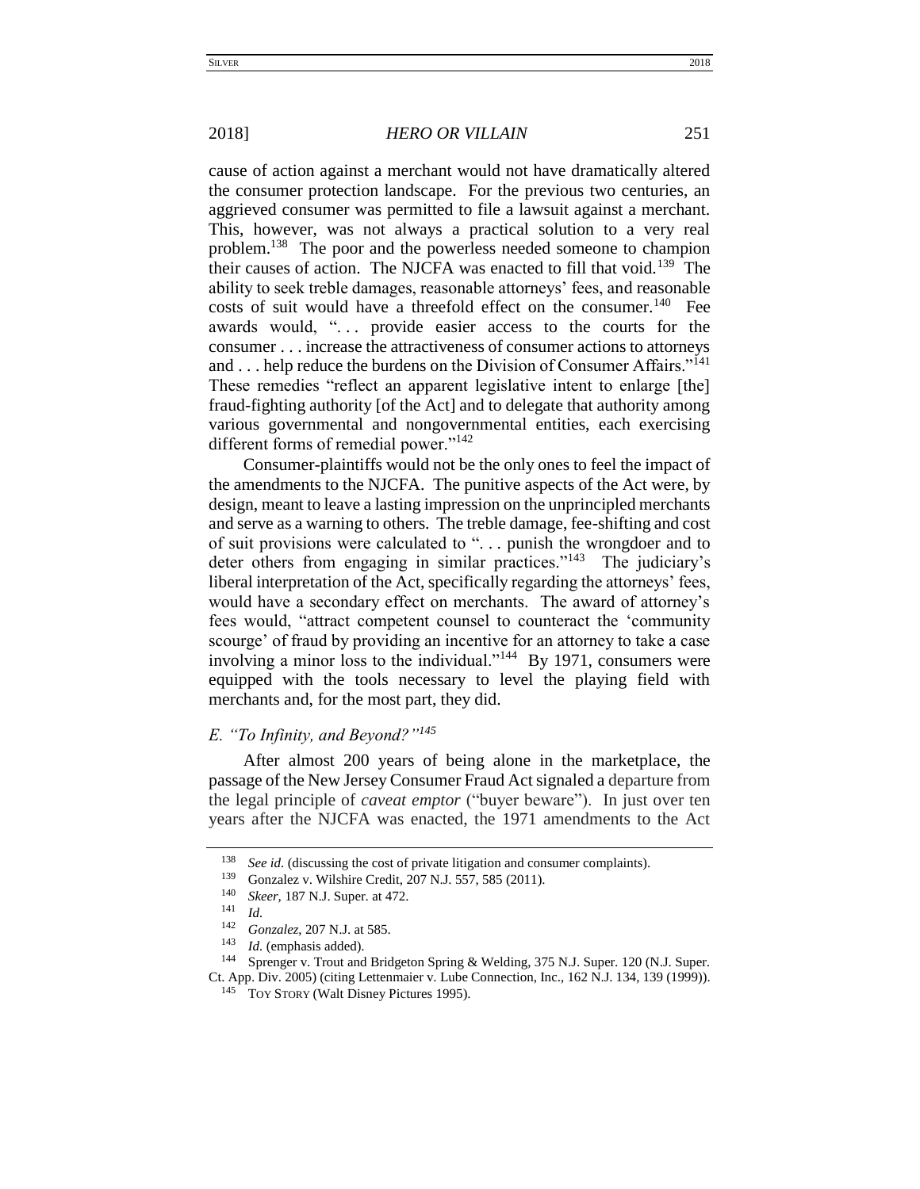cause of action against a merchant would not have dramatically altered the consumer protection landscape. For the previous two centuries, an aggrieved consumer was permitted to file a lawsuit against a merchant. This, however, was not always a practical solution to a very real problem.[138] The poor and the powerless needed someone to champion their causes of action. The NJCFA was enacted to fill that void.[139] The ability to seek treble damages, reasonable attorneys' fees, and reasonable costs of suit would have a threefold effect on the consumer.[140] Fee awards would, ". . . provide easier access to the courts for the consumer . . . increase the attractiveness of consumer actions to attorneys and . . . help reduce the burdens on the Division of Consumer Affairs."[141] These remedies "reflect an apparent legislative intent to enlarge [the] fraud-fighting authority [of the Act] and to delegate that authority among various governmental and nongovernmental entities, each exercising different forms of remedial power."[142]

Consumer-plaintiffs would not be the only ones to feel the impact of the amendments to the NJCFA. The punitive aspects of the Act were, by design, meant to leave a lasting impression on the unprincipled merchants and serve as a warning to others. The treble damage, fee-shifting and cost of suit provisions were calculated to ". . . punish the wrongdoer and to deter others from engaging in similar practices."[143] The judiciary's liberal interpretation of the Act, specifically regarding the attorneys' fees, would have a secondary effect on merchants. The award of attorney's fees would, "attract competent counsel to counteract the 'community scourge' of fraud by providing an incentive for an attorney to take a case involving a minor loss to the individual."[144] By 1971, consumers were equipped with the tools necessary to level the playing field with merchants and, for the most part, they did.

### *E. "To Infinity, and Beyond?"*[145]

After almost 200 years of being alone in the marketplace, the passage of the New Jersey Consumer Fraud Act signaled a departure from the legal principle of *caveat emptor* ("buyer beware"). In just over ten years after the NJCFA was enacted, the 1971 amendments to the Act

---

[138] *See id.* (discussing the cost of private litigation and consumer complaints).

[139] Gonzalez v. Wilshire Credit, 207 N.J. 557, 585 (2011).

[140] *Skeer*, 187 N.J. Super. at 472.

[141] *Id.*

[142] *Gonzalez*, 207 N.J. at 585.

[143] *Id.* (emphasis added).

[144] Sprenger v. Trout and Bridgeton Spring & Welding, 375 N.J. Super. 120 (N.J. Super. Ct. App. Div. 2005) (citing Lettenmaier v. Lube Connection, Inc., 162 N.J. 134, 139 (1999)).

[145] TOY STORY (Walt Disney Pictures 1995).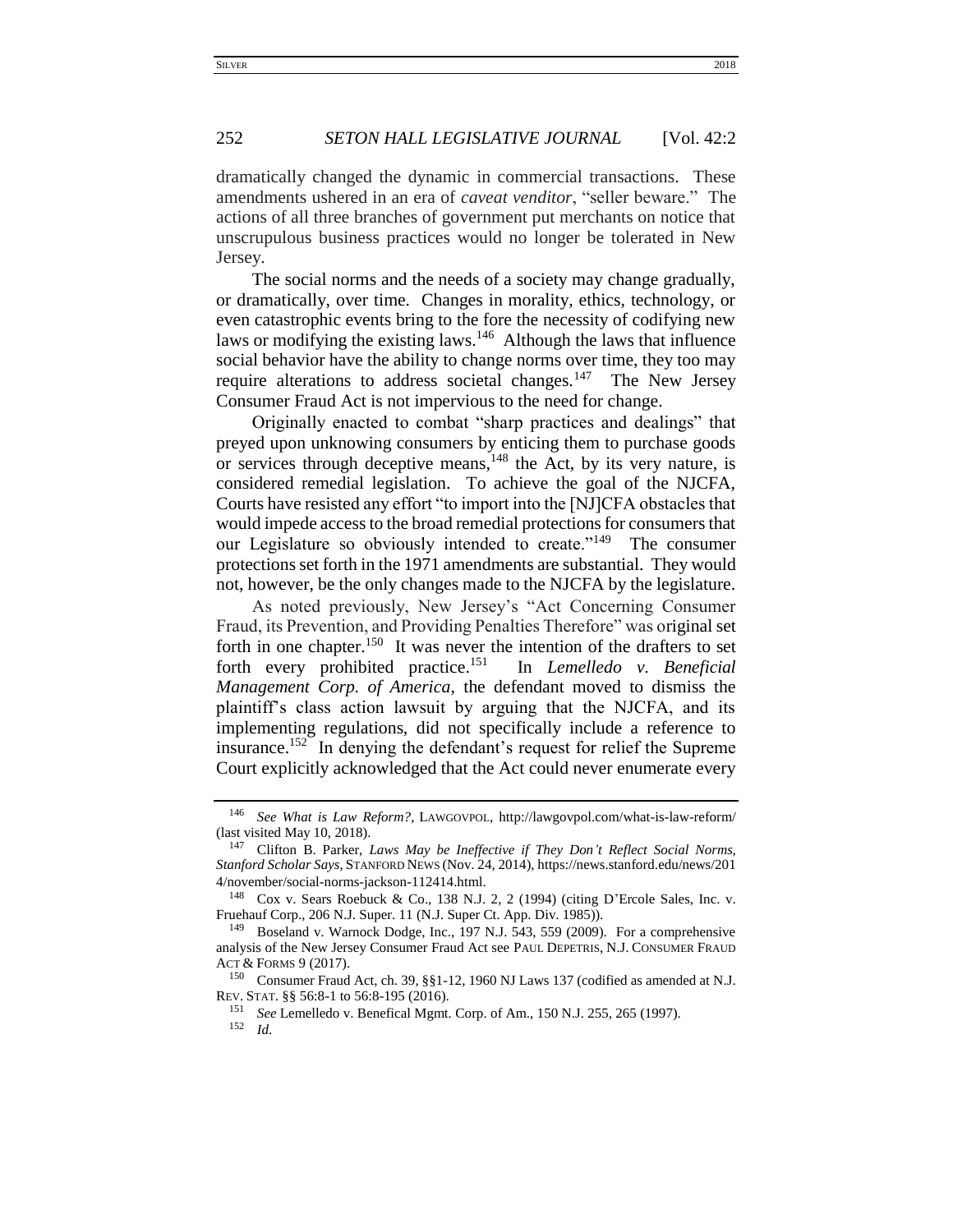dramatically changed the dynamic in commercial transactions. These amendments ushered in an era of *caveat venditor*, "seller beware." The actions of all three branches of government put merchants on notice that unscrupulous business practices would no longer be tolerated in New Jersey.

The social norms and the needs of a society may change gradually, or dramatically, over time. Changes in morality, ethics, technology, or even catastrophic events bring to the fore the necessity of codifying new laws or modifying the existing laws.[146] Although the laws that influence social behavior have the ability to change norms over time, they too may require alterations to address societal changes.[147] The New Jersey Consumer Fraud Act is not impervious to the need for change.

Originally enacted to combat "sharp practices and dealings" that preyed upon unknowing consumers by enticing them to purchase goods or services through deceptive means,[148] the Act, by its very nature, is considered remedial legislation. To achieve the goal of the NJCFA, Courts have resisted any effort "to import into the [NJ]CFA obstacles that would impede access to the broad remedial protections for consumers that our Legislature so obviously intended to create."[149] The consumer protections set forth in the 1971 amendments are substantial. They would not, however, be the only changes made to the NJCFA by the legislature.

As noted previously, New Jersey's "Act Concerning Consumer Fraud, its Prevention, and Providing Penalties Therefore" was original set forth in one chapter.[150] It was never the intention of the drafters to set forth every prohibited practice.[151] In *Lemelledo v. Beneficial Management Corp. of America*, the defendant moved to dismiss the plaintiff's class action lawsuit by arguing that the NJCFA, and its implementing regulations, did not specifically include a reference to insurance.[152] In denying the defendant's request for relief the Supreme Court explicitly acknowledged that the Act could never enumerate every

---

[146] *See What is Law Reform?*, LAWGOVPOL, http://lawgovpol.com/what-is-law-reform/ (last visited May 10, 2018).

[147] Clifton B. Parker, *Laws May be Ineffective if They Don't Reflect Social Norms, Stanford Scholar Says*, STANFORD NEWS (Nov. 24, 2014), https://news.stanford.edu/news/2014/november/social-norms-jackson-112414.html.

[148] Cox v. Sears Roebuck & Co., 138 N.J. 2, 2 (1994) (citing D'Ercole Sales, Inc. v. Fruehauf Corp., 206 N.J. Super. 11 (N.J. Super Ct. App. Div. 1985)).

[149] Boseland v. Warnock Dodge, Inc., 197 N.J. 543, 559 (2009). For a comprehensive analysis of the New Jersey Consumer Fraud Act see PAUL DEPETRIS, N.J. CONSUMER FRAUD ACT & FORMS 9 (2017).

[150] Consumer Fraud Act, ch. 39, §§1-12, 1960 NJ Laws 137 (codified as amended at N.J. REV. STAT. §§ 56:8-1 to 56:8-195 (2016).

[151] *See* Lemelledo v. Benefical Mgmt. Corp. of Am., 150 N.J. 255, 265 (1997).

[152] *Id.*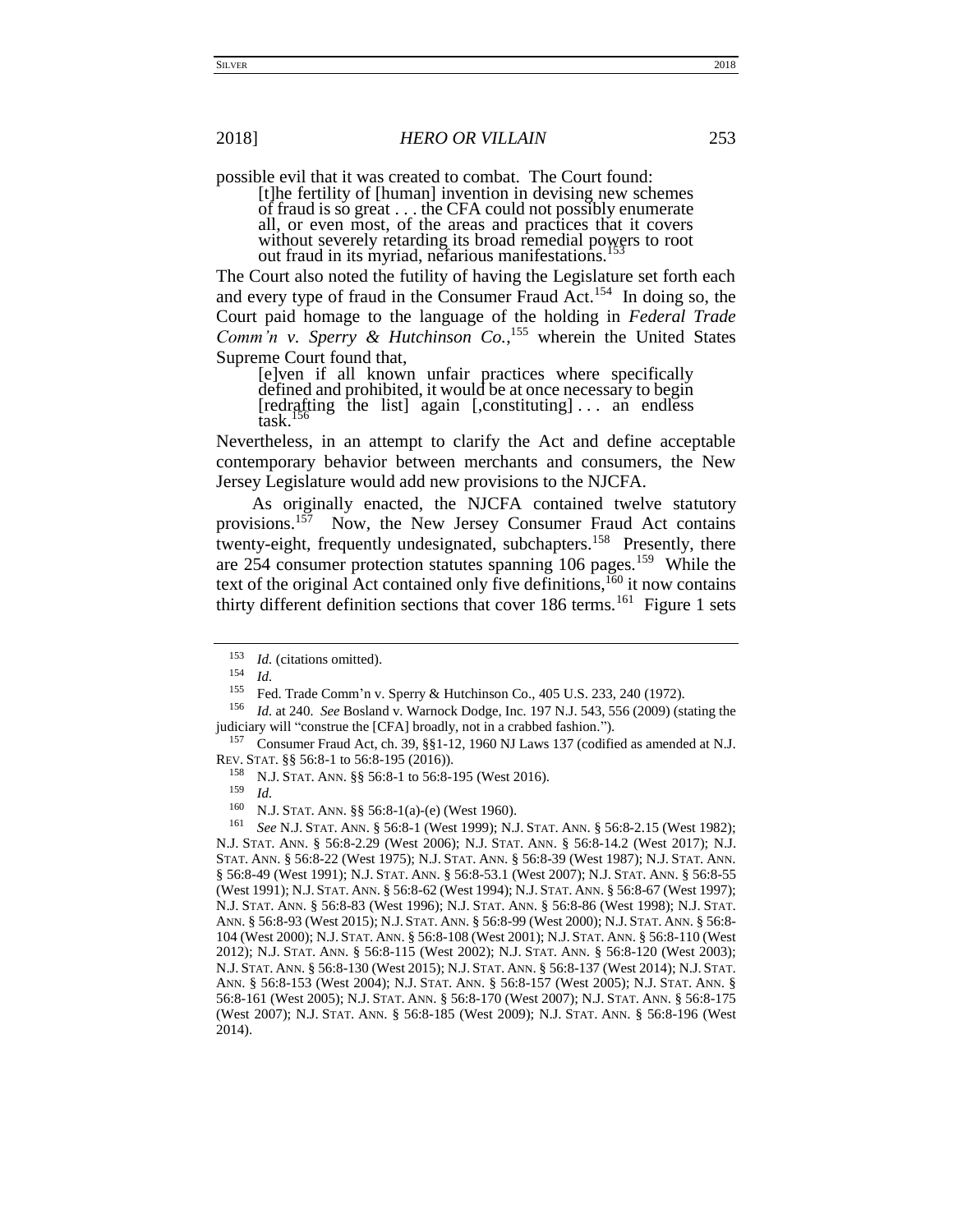possible evil that it was created to combat. The Court found:

> [t]he fertility of [human] invention in devising new schemes of fraud is so great . . . the CFA could not possibly enumerate all, or even most, of the areas and practices that it covers without severely retarding its broad remedial powers to root out fraud in its myriad, nefarious manifestations.[153]

The Court also noted the futility of having the Legislature set forth each and every type of fraud in the Consumer Fraud Act.[154] In doing so, the Court paid homage to the language of the holding in *Federal Trade Comm'n v. Sperry & Hutchinson Co.*,[155] wherein the United States Supreme Court found that,

> [e]ven if all known unfair practices where specifically defined and prohibited, it would be at once necessary to begin [redrafting the list] again [,constituting] . . . an endless task.[156]

Nevertheless, in an attempt to clarify the Act and define acceptable contemporary behavior between merchants and consumers, the New Jersey Legislature would add new provisions to the NJCFA.

As originally enacted, the NJCFA contained twelve statutory provisions.[157] Now, the New Jersey Consumer Fraud Act contains twenty-eight, frequently undesignated, subchapters.[158] Presently, there are 254 consumer protection statutes spanning 106 pages.[159] While the text of the original Act contained only five definitions,[160] it now contains thirty different definition sections that cover 186 terms.[161] Figure 1 sets

---

[153] *Id.* (citations omitted).

[154] *Id.*

[155] Fed. Trade Comm'n v. Sperry & Hutchinson Co., 405 U.S. 233, 240 (1972).

[156] *Id.* at 240. *See* Bosland v. Warnock Dodge, Inc. 197 N.J. 543, 556 (2009) (stating the judiciary will "construe the [CFA] broadly, not in a crabbed fashion.").

[157] Consumer Fraud Act, ch. 39, §§1-12, 1960 NJ Laws 137 (codified as amended at N.J. REV. STAT. §§ 56:8-1 to 56:8-195 (2016)).

[158] N.J. STAT. ANN. §§ 56:8-1 to 56:8-195 (West 2016).

[159] *Id.*

[160] N.J. STAT. ANN. §§ 56:8-1(a)-(e) (West 1960).

[161] *See* N.J. STAT. ANN. § 56:8-1 (West 1999); N.J. STAT. ANN. § 56:8-2.15 (West 1982); N.J. STAT. ANN. § 56:8-2.29 (West 2006); N.J. STAT. ANN. § 56:8-14.2 (West 2017); N.J. STAT. ANN. § 56:8-22 (West 1975); N.J. STAT. ANN. § 56:8-39 (West 1987); N.J. STAT. ANN. § 56:8-49 (West 1991); N.J. STAT. ANN. § 56:8-53.1 (West 2007); N.J. STAT. ANN. § 56:8-55 (West 1991); N.J. STAT. ANN. § 56:8-62 (West 1994); N.J. STAT. ANN. § 56:8-67 (West 1997); N.J. STAT. ANN. § 56:8-83 (West 1996); N.J. STAT. ANN. § 56:8-86 (West 1998); N.J. STAT. ANN. § 56:8-93 (West 2015); N.J. STAT. ANN. § 56:8-99 (West 2000); N.J. STAT. ANN. § 56:8-104 (West 2000); N.J. STAT. ANN. § 56:8-108 (West 2001); N.J. STAT. ANN. § 56:8-110 (West 2012); N.J. STAT. ANN. § 56:8-115 (West 2002); N.J. STAT. ANN. § 56:8-120 (West 2003); N.J. STAT. ANN. § 56:8-130 (West 2015); N.J. STAT. ANN. § 56:8-137 (West 2014); N.J. STAT. ANN. § 56:8-153 (West 2004); N.J. STAT. ANN. § 56:8-157 (West 2005); N.J. STAT. ANN. § 56:8-161 (West 2005); N.J. STAT. ANN. § 56:8-170 (West 2007); N.J. STAT. ANN. § 56:8-175 (West 2007); N.J. STAT. ANN. § 56:8-185 (West 2009); N.J. STAT. ANN. § 56:8-196 (West 2014).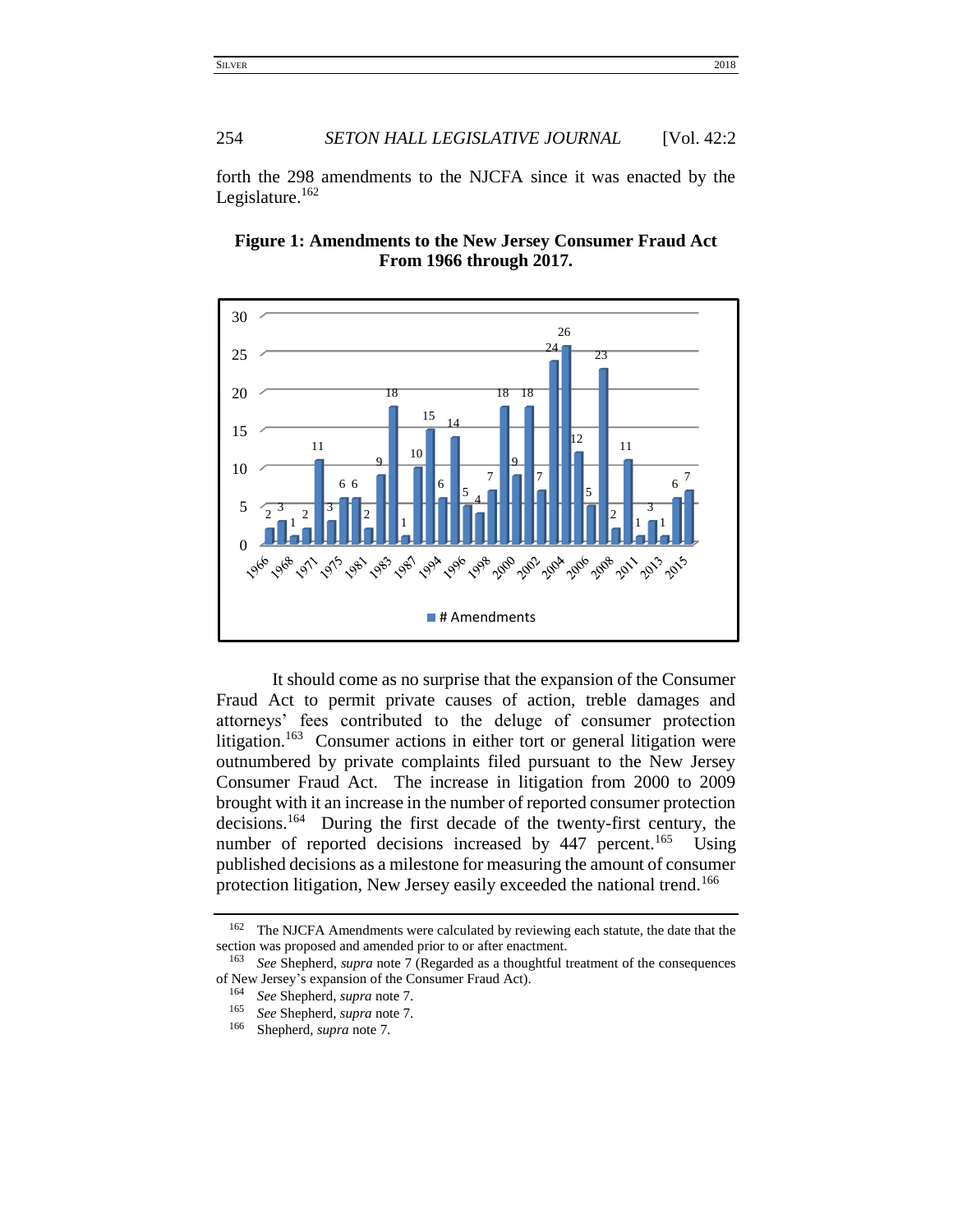forth the 298 amendments to the NJCFA since it was enacted by the Legislature.[162]

**Figure 1: Amendments to the New Jersey Consumer Fraud Act From 1966 through 2017.**

It should come as no surprise that the expansion of the Consumer Fraud Act to permit private causes of action, treble damages and attorneys' fees contributed to the deluge of consumer protection litigation.[163] Consumer actions in either tort or general litigation were outnumbered by private complaints filed pursuant to the New Jersey Consumer Fraud Act. The increase in litigation from 2000 to 2009 brought with it an increase in the number of reported consumer protection decisions.[164] During the first decade of the twenty-first century, the number of reported decisions increased by 447 percent.[165] Using published decisions as a milestone for measuring the amount of consumer protection litigation, New Jersey easily exceeded the national trend.[166]

---

[162] The NJCFA Amendments were calculated by reviewing each statute, the date that the section was proposed and amended prior to or after enactment.

[163] *See* Shepherd, *supra* note 7 (Regarded as a thoughtful treatment of the consequences of New Jersey's expansion of the Consumer Fraud Act).

[164] *See* Shepherd, *supra* note 7.

[165] *See* Shepherd, *supra* note 7.

[166] Shepherd, *supra* note 7.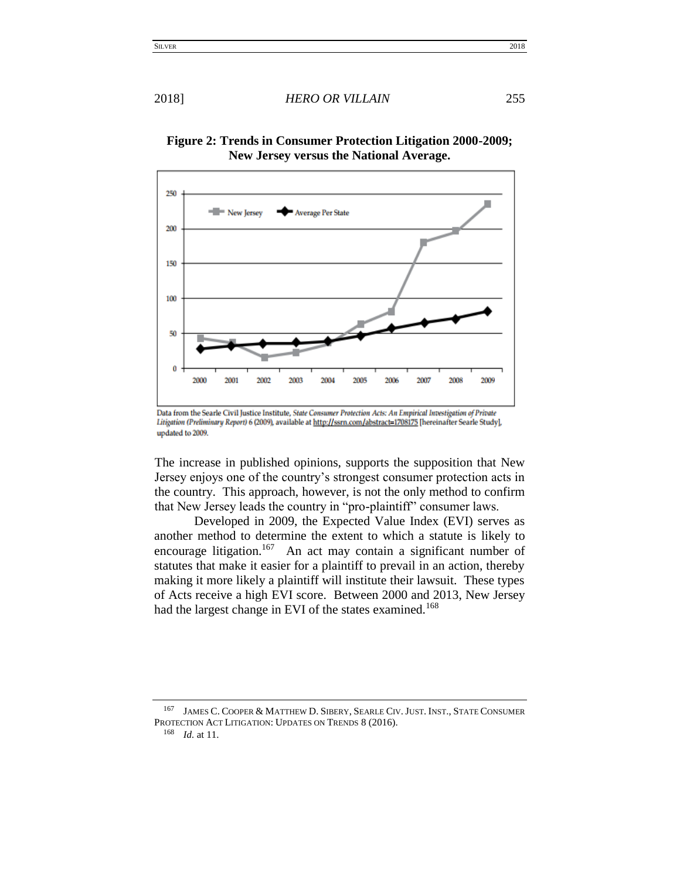**Figure 2: Trends in Consumer Protection Litigation 2000-2009; New Jersey versus the National Average.**

Data from the Searle Civil Justice Institute, *State Consumer Protection Acts: An Empirical Investigation of Private Litigation (Preliminary Report)* 6 (2009), available at http://ssrn.com/abstract=1708175 [hereinafter Searle Study], updated to 2009.

The increase in published opinions, supports the supposition that New Jersey enjoys one of the country's strongest consumer protection acts in the country. This approach, however, is not the only method to confirm that New Jersey leads the country in "pro-plaintiff" consumer laws.

Developed in 2009, the Expected Value Index (EVI) serves as another method to determine the extent to which a statute is likely to encourage litigation.[167] An act may contain a significant number of statutes that make it easier for a plaintiff to prevail in an action, thereby making it more likely a plaintiff will institute their lawsuit. These types of Acts receive a high EVI score. Between 2000 and 2013, New Jersey had the largest change in EVI of the states examined.[168]

---

[167] JAMES C. COOPER & MATTHEW D. SIBERY, SEARLE CIV. JUST. INST., STATE CONSUMER PROTECTION ACT LITIGATION: UPDATES ON TRENDS 8 (2016).

[168] *Id.* at 11.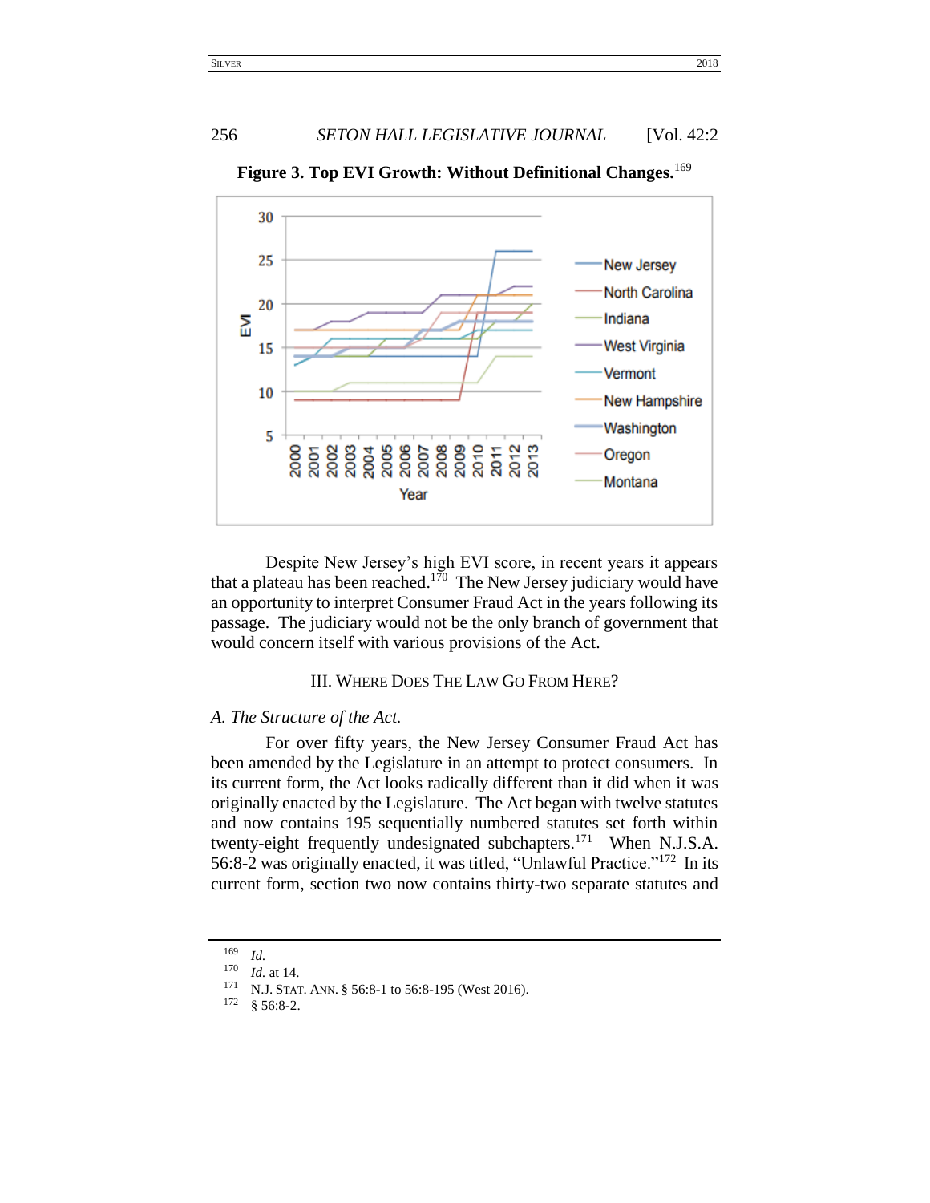**Figure 3. Top EVI Growth: Without Definitional Changes.**[169]

Despite New Jersey's high EVI score, in recent years it appears that a plateau has been reached.[170] The New Jersey judiciary would have an opportunity to interpret Consumer Fraud Act in the years following its passage. The judiciary would not be the only branch of government that would concern itself with various provisions of the Act.

## III. WHERE DOES THE LAW GO FROM HERE?

### *A. The Structure of the Act.*

For over fifty years, the New Jersey Consumer Fraud Act has been amended by the Legislature in an attempt to protect consumers. In its current form, the Act looks radically different than it did when it was originally enacted by the Legislature. The Act began with twelve statutes and now contains 195 sequentially numbered statutes set forth within twenty-eight frequently undesignated subchapters.[171] When N.J.S.A. 56:8-2 was originally enacted, it was titled, "Unlawful Practice."[172] In its current form, section two now contains thirty-two separate statutes and

---

[169] *Id.*

[170] *Id.* at 14.

[171] N.J. STAT. ANN. § 56:8-1 to 56:8-195 (West 2016).

[172] § 56:8-2.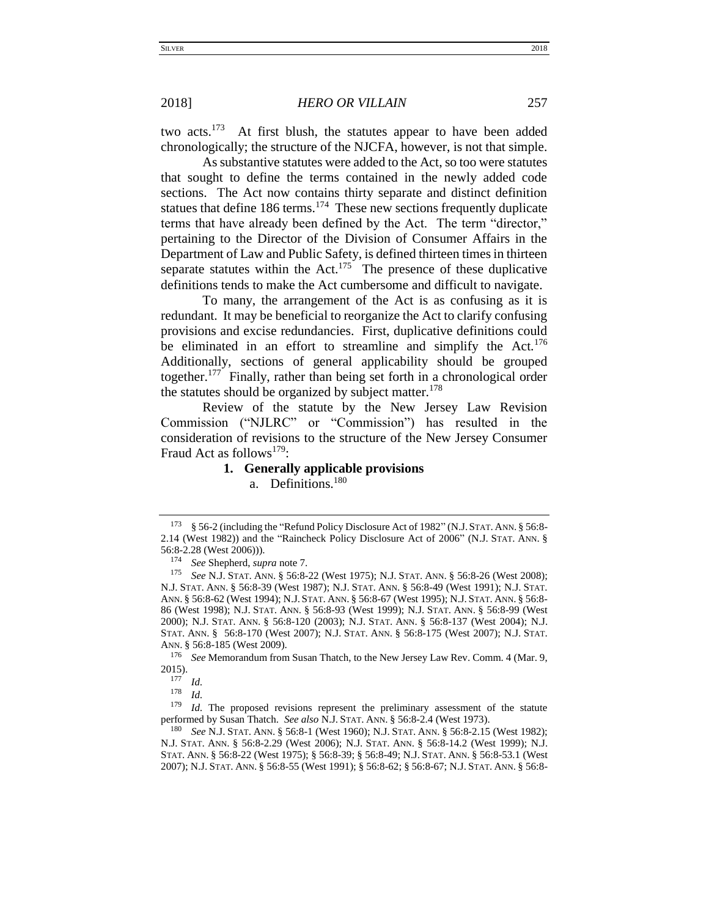two acts.[173] At first blush, the statutes appear to have been added chronologically; the structure of the NJCFA, however, is not that simple.

As substantive statutes were added to the Act, so too were statutes that sought to define the terms contained in the newly added code sections. The Act now contains thirty separate and distinct definition statues that define 186 terms.[174] These new sections frequently duplicate terms that have already been defined by the Act. The term "director," pertaining to the Director of the Division of Consumer Affairs in the Department of Law and Public Safety, is defined thirteen times in thirteen separate statutes within the Act.[175] The presence of these duplicative definitions tends to make the Act cumbersome and difficult to navigate.

To many, the arrangement of the Act is as confusing as it is redundant. It may be beneficial to reorganize the Act to clarify confusing provisions and excise redundancies. First, duplicative definitions could be eliminated in an effort to streamline and simplify the Act.[176] Additionally, sections of general applicability should be grouped together.[177] Finally, rather than being set forth in a chronological order the statutes should be organized by subject matter.[178]

Review of the statute by the New Jersey Law Revision Commission ("NJLRC" or "Commission") has resulted in the consideration of revisions to the structure of the New Jersey Consumer Fraud Act as follows[179]:

1. **Generally applicable provisions**
   a. Definitions.[180]

---

[173] § 56-2 (including the "Refund Policy Disclosure Act of 1982" (N.J. STAT. ANN. § 56:8-2.14 (West 1982)) and the "Raincheck Policy Disclosure Act of 2006" (N.J. STAT. ANN. § 56:8-2.28 (West 2006))).

[174] *See* Shepherd, *supra* note 7.

[175] *See* N.J. STAT. ANN. § 56:8-22 (West 1975); N.J. STAT. ANN. § 56:8-26 (West 2008); N.J. STAT. ANN. § 56:8-39 (West 1987); N.J. STAT. ANN. § 56:8-49 (West 1991); N.J. STAT. ANN. § 56:8-62 (West 1994); N.J. STAT. ANN. § 56:8-67 (West 1995); N.J. STAT. ANN. § 56:8-86 (West 1998); N.J. STAT. ANN. § 56:8-93 (West 1999); N.J. STAT. ANN. § 56:8-99 (West 2000); N.J. STAT. ANN. § 56:8-120 (2003); N.J. STAT. ANN. § 56:8-137 (West 2004); N.J. STAT. ANN. § 56:8-170 (West 2007); N.J. STAT. ANN. § 56:8-175 (West 2007); N.J. STAT. ANN. § 56:8-185 (West 2009).

[176] *See* Memorandum from Susan Thatch, to the New Jersey Law Rev. Comm. 4 (Mar. 9, 2015).

[177] *Id.*

[178] *Id.*

[179] *Id.* The proposed revisions represent the preliminary assessment of the statute performed by Susan Thatch. *See also* N.J. STAT. ANN. § 56:8-2.4 (West 1973).

[180] *See* N.J. STAT. ANN. § 56:8-1 (West 1960); N.J. STAT. ANN. § 56:8-2.15 (West 1982); N.J. STAT. ANN. § 56:8-2.29 (West 2006); N.J. STAT. ANN. § 56:8-14.2 (West 1999); N.J. STAT. ANN. § 56:8-22 (West 1975); § 56:8-39; § 56:8-49; N.J. STAT. ANN. § 56:8-53.1 (West 2007); N.J. STAT. ANN. § 56:8-55 (West 1991); § 56:8-62; § 56:8-67; N.J. STAT. ANN. § 56:8-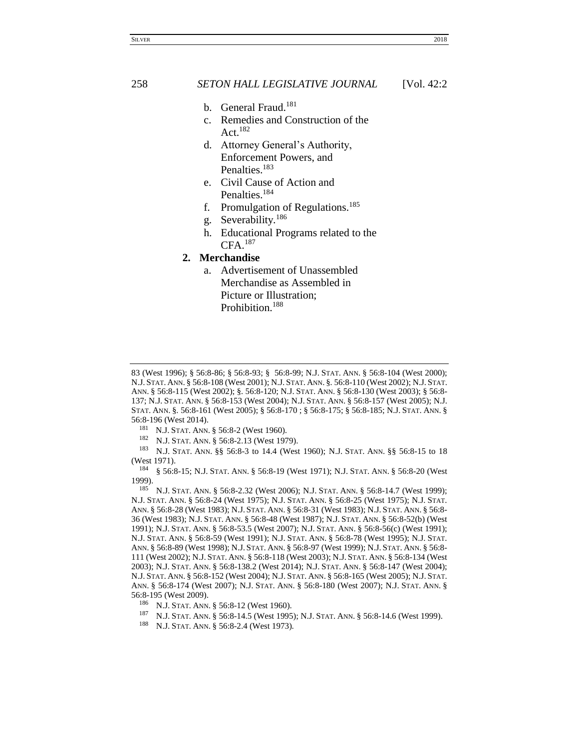b. General Fraud.[181]
c. Remedies and Construction of the Act.[182]
d. Attorney General's Authority, Enforcement Powers, and Penalties.[183]
e. Civil Cause of Action and Penalties.[184]
f. Promulgation of Regulations.[185]
g. Severability.[186]
h. Educational Programs related to the CFA.[187]

**2. Merchandise**

a. Advertisement of Unassembled Merchandise as Assembled in Picture or Illustration; Prohibition.[188]

---

83 (West 1996); § 56:8-86; § 56:8-93; § 56:8-99; N.J. STAT. ANN. § 56:8-104 (West 2000); N.J. STAT. ANN. § 56:8-108 (West 2001); N.J. STAT. ANN. §. 56:8-110 (West 2002); N.J. STAT. ANN. § 56:8-115 (West 2002); §. 56:8-120; N.J. STAT. ANN. § 56:8-130 (West 2003); § 56:8-137; N.J. STAT. ANN. § 56:8-153 (West 2004); N.J. STAT. ANN. § 56:8-157 (West 2005); N.J. STAT. ANN. §. 56:8-161 (West 2005); § 56:8-170 ; § 56:8-175; § 56:8-185; N.J. STAT. ANN. § 56:8-196 (West 2014).

181 N.J. STAT. ANN. § 56:8-2 (West 1960).

182 N.J. STAT. ANN. § 56:8-2.13 (West 1979).

183 N.J. STAT. ANN. §§ 56:8-3 to 14.4 (West 1960); N.J. STAT. ANN. §§ 56:8-15 to 18 (West 1971).

184 § 56:8-15; N.J. STAT. ANN. § 56:8-19 (West 1971); N.J. STAT. ANN. § 56:8-20 (West 1999).

185 N.J. STAT. ANN. § 56:8-2.32 (West 2006); N.J. STAT. ANN. § 56:8-14.7 (West 1999); N.J. STAT. ANN. § 56:8-24 (West 1975); N.J. STAT. ANN. § 56:8-25 (West 1975); N.J. STAT. ANN. § 56:8-28 (West 1983); N.J. STAT. ANN. § 56:8-31 (West 1983); N.J. STAT. ANN. § 56:8-36 (West 1983); N.J. STAT. ANN. § 56:8-48 (West 1987); N.J. STAT. ANN. § 56:8-52(b) (West 1991); N.J. STAT. ANN. § 56:8-53.5 (West 2007); N.J. STAT. ANN. § 56:8-56(c) (West 1991); N.J. STAT. ANN. § 56:8-59 (West 1991); N.J. STAT. ANN. § 56:8-78 (West 1995); N.J. STAT. ANN. § 56:8-89 (West 1998); N.J. STAT. ANN. § 56:8-97 (West 1999); N.J. STAT. ANN. § 56:8-111 (West 2002); N.J. STAT. ANN. § 56:8-118 (West 2003); N.J. STAT. ANN. § 56:8-134 (West 2003); N.J. STAT. ANN. § 56:8-138.2 (West 2014); N.J. STAT. ANN. § 56:8-147 (West 2004); N.J. STAT. ANN. § 56:8-152 (West 2004); N.J. STAT. ANN. § 56:8-165 (West 2005); N.J. STAT. ANN. § 56:8-174 (West 2007); N.J. STAT. ANN. § 56:8-180 (West 2007); N.J. STAT. ANN. § 56:8-195 (West 2009).

186 N.J. STAT. ANN. § 56:8-12 (West 1960).

187 N.J. STAT. ANN. § 56:8-14.5 (West 1995); N.J. STAT. ANN. § 56:8-14.6 (West 1999).

188 N.J. STAT. ANN. § 56:8-2.4 (West 1973).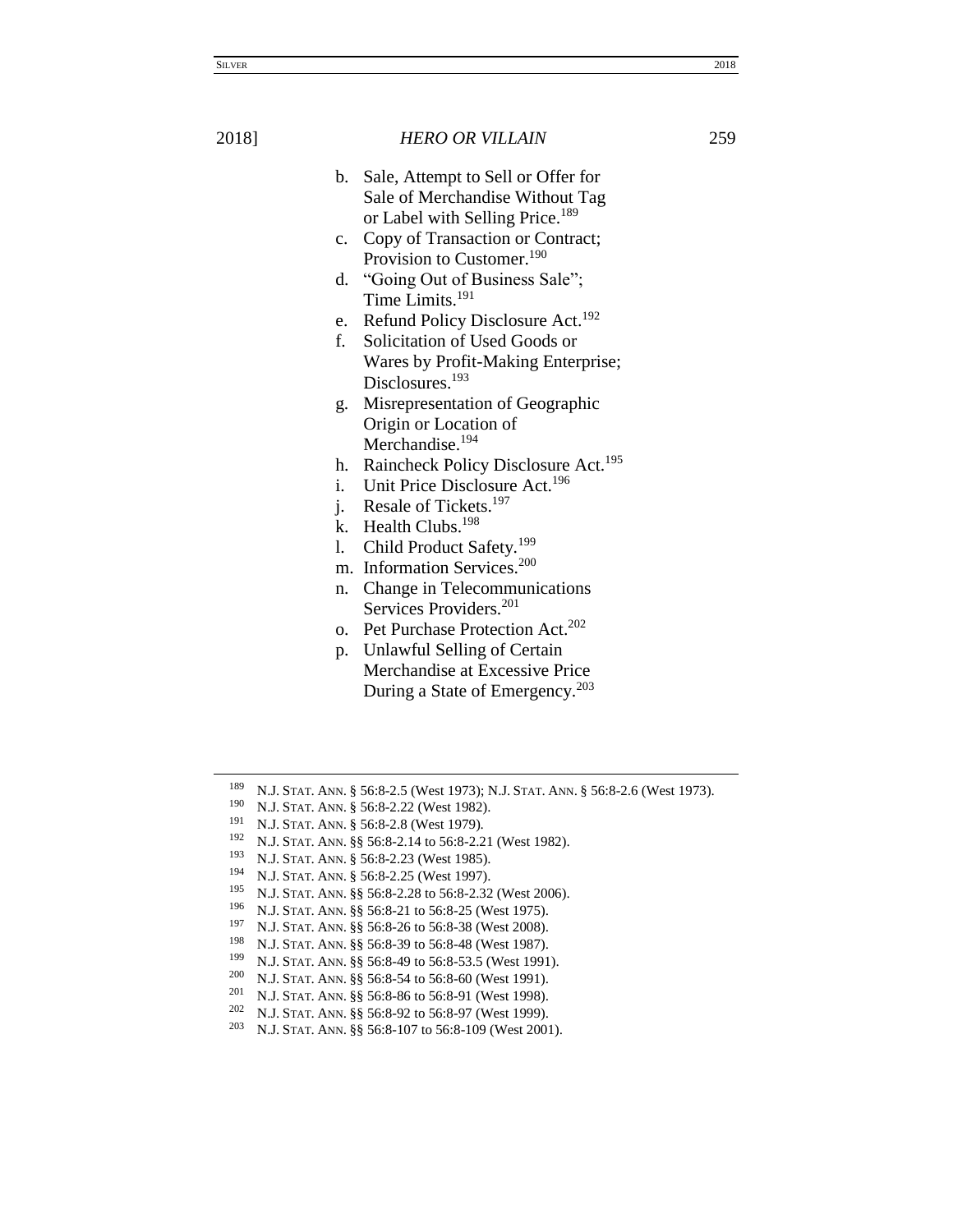b. Sale, Attempt to Sell or Offer for Sale of Merchandise Without Tag or Label with Selling Price.[189]
c. Copy of Transaction or Contract; Provision to Customer.[190]
d. "Going Out of Business Sale"; Time Limits.[191]
e. Refund Policy Disclosure Act.[192]
f. Solicitation of Used Goods or Wares by Profit-Making Enterprise; Disclosures.[193]
g. Misrepresentation of Geographic Origin or Location of Merchandise.[194]
h. Raincheck Policy Disclosure Act.[195]
i. Unit Price Disclosure Act.[196]
j. Resale of Tickets.[197]
k. Health Clubs.[198]
l. Child Product Safety.[199]
m. Information Services.[200]
n. Change in Telecommunications Services Providers.[201]
o. Pet Purchase Protection Act.[202]
p. Unlawful Selling of Certain Merchandise at Excessive Price During a State of Emergency.[203]

---

[189] N.J. STAT. ANN. § 56:8-2.5 (West 1973); N.J. STAT. ANN. § 56:8-2.6 (West 1973).

[190] N.J. STAT. ANN. § 56:8-2.22 (West 1982).

[191] N.J. STAT. ANN. § 56:8-2.8 (West 1979).

[192] N.J. STAT. ANN. §§ 56:8-2.14 to 56:8-2.21 (West 1982).

[193] N.J. STAT. ANN. § 56:8-2.23 (West 1985).

[194] N.J. STAT. ANN. § 56:8-2.25 (West 1997).

[195] N.J. STAT. ANN. §§ 56:8-2.28 to 56:8-2.32 (West 2006).

[196] N.J. STAT. ANN. §§ 56:8-21 to 56:8-25 (West 1975).

[197] N.J. STAT. ANN. §§ 56:8-26 to 56:8-38 (West 2008).

[198] N.J. STAT. ANN. §§ 56:8-39 to 56:8-48 (West 1987).

[199] N.J. STAT. ANN. §§ 56:8-49 to 56:8-53.5 (West 1991).

[200] N.J. STAT. ANN. §§ 56:8-54 to 56:8-60 (West 1991).

[201] N.J. STAT. ANN. §§ 56:8-86 to 56:8-91 (West 1998).

[202] N.J. STAT. ANN. §§ 56:8-92 to 56:8-97 (West 1999).

[203] N.J. STAT. ANN. §§ 56:8-107 to 56:8-109 (West 2001).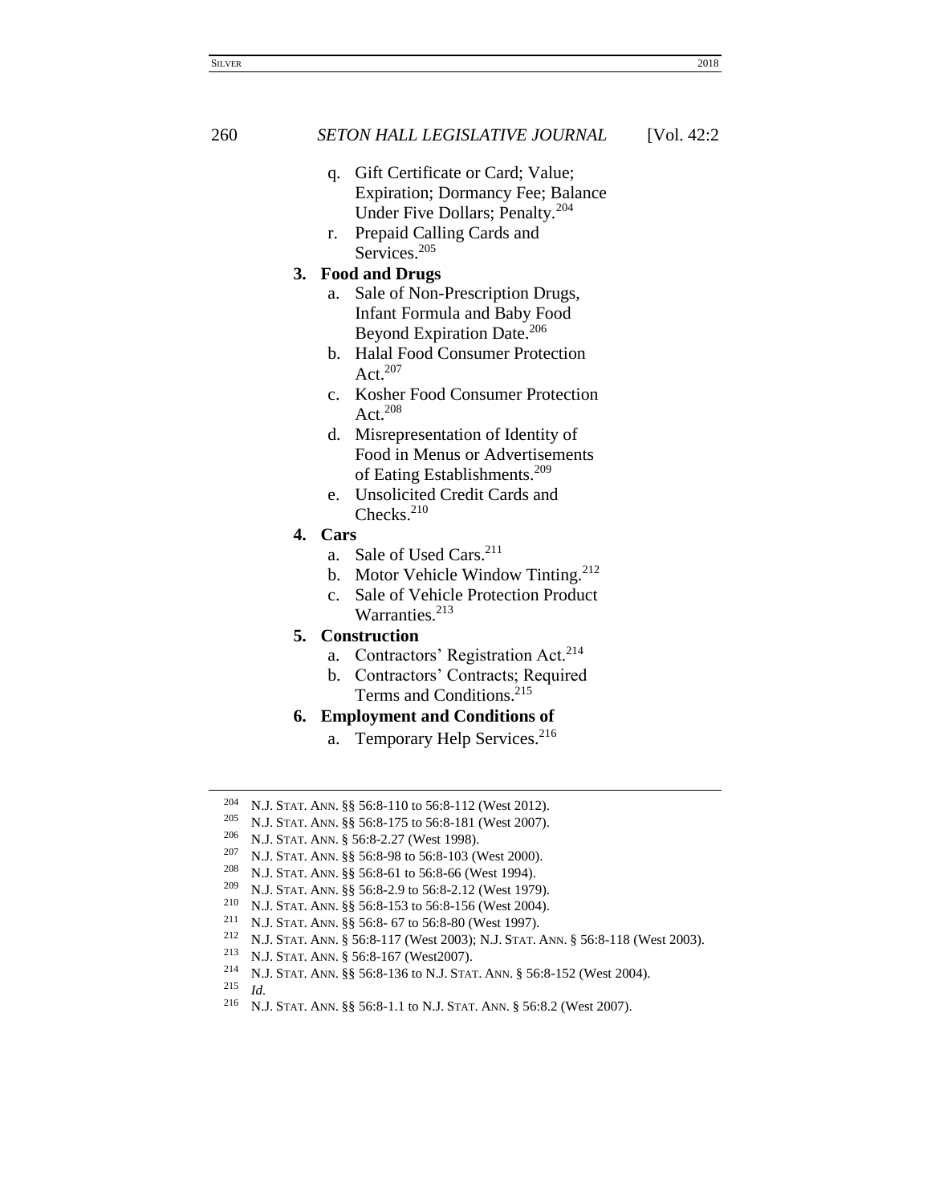q. Gift Certificate or Card; Value; Expiration; Dormancy Fee; Balance Under Five Dollars; Penalty.[204]

r. Prepaid Calling Cards and Services.[205]

**3. Food and Drugs**

a. Sale of Non-Prescription Drugs, Infant Formula and Baby Food Beyond Expiration Date.[206]

b. Halal Food Consumer Protection Act.[207]

c. Kosher Food Consumer Protection Act.[208]

d. Misrepresentation of Identity of Food in Menus or Advertisements of Eating Establishments.[209]

e. Unsolicited Credit Cards and Checks.[210]

**4. Cars**

a. Sale of Used Cars.[211]

b. Motor Vehicle Window Tinting.[212]

c. Sale of Vehicle Protection Product Warranties.[213]

**5. Construction**

a. Contractors' Registration Act.[214]

b. Contractors' Contracts; Required Terms and Conditions.[215]

**6. Employment and Conditions of**

a. Temporary Help Services.[216]

---

[204] N.J. STAT. ANN. §§ 56:8-110 to 56:8-112 (West 2012).

[205] N.J. STAT. ANN. §§ 56:8-175 to 56:8-181 (West 2007).

[206] N.J. STAT. ANN. § 56:8-2.27 (West 1998).

[207] N.J. STAT. ANN. §§ 56:8-98 to 56:8-103 (West 2000).

[208] N.J. STAT. ANN. §§ 56:8-61 to 56:8-66 (West 1994).

[209] N.J. STAT. ANN. §§ 56:8-2.9 to 56:8-2.12 (West 1979).

[210] N.J. STAT. ANN. §§ 56:8-153 to 56:8-156 (West 2004).

[211] N.J. STAT. ANN. §§ 56:8- 67 to 56:8-80 (West 1997).

[212] N.J. STAT. ANN. § 56:8-117 (West 2003); N.J. STAT. ANN. § 56:8-118 (West 2003).

[213] N.J. STAT. ANN. § 56:8-167 (West2007).

[214] N.J. STAT. ANN. §§ 56:8-136 to N.J. STAT. ANN. § 56:8-152 (West 2004).

[215] *Id.*

[216] N.J. STAT. ANN. §§ 56:8-1.1 to N.J. STAT. ANN. § 56:8.2 (West 2007).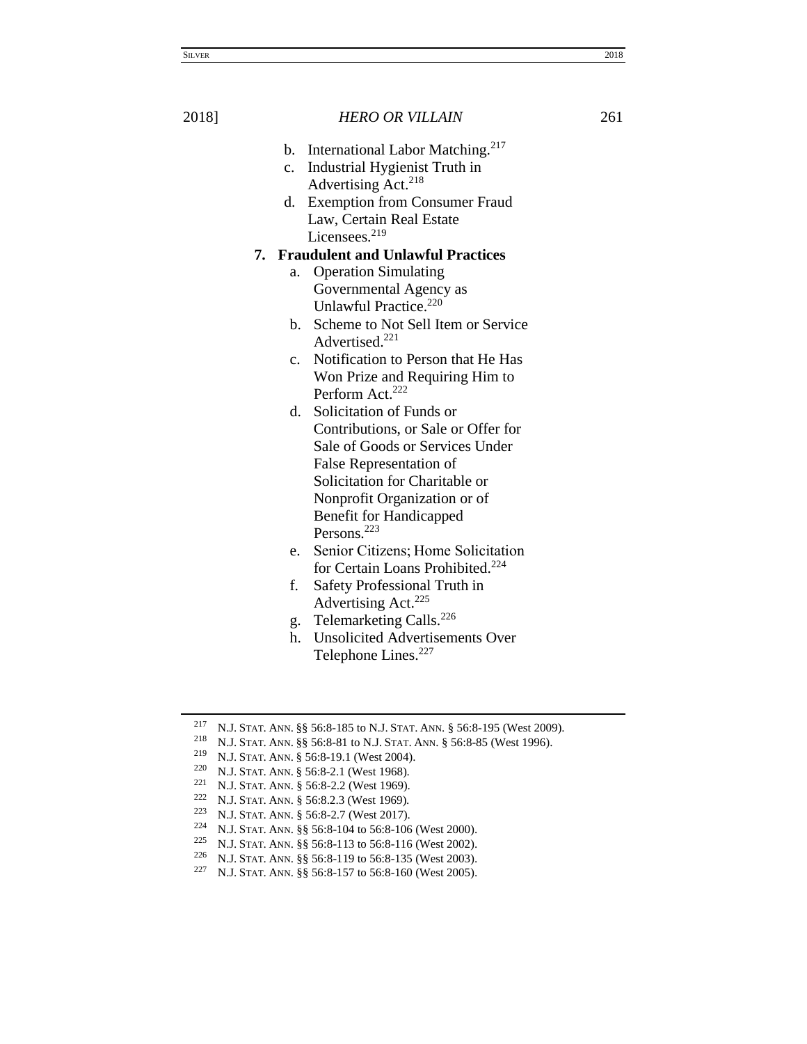b. International Labor Matching.[217]

c. Industrial Hygienist Truth in Advertising Act.[218]

d. Exemption from Consumer Fraud Law, Certain Real Estate Licensees.[219]

**7. Fraudulent and Unlawful Practices**

a. Operation Simulating Governmental Agency as Unlawful Practice.[220]

b. Scheme to Not Sell Item or Service Advertised.[221]

c. Notification to Person that He Has Won Prize and Requiring Him to Perform Act.[222]

d. Solicitation of Funds or Contributions, or Sale or Offer for Sale of Goods or Services Under False Representation of Solicitation for Charitable or Nonprofit Organization or of Benefit for Handicapped Persons.[223]

e. Senior Citizens; Home Solicitation for Certain Loans Prohibited.[224]

f. Safety Professional Truth in Advertising Act.[225]

g. Telemarketing Calls.[226]

h. Unsolicited Advertisements Over Telephone Lines.[227]

---

[217] N.J. STAT. ANN. §§ 56:8-185 to N.J. STAT. ANN. § 56:8-195 (West 2009).

[218] N.J. STAT. ANN. §§ 56:8-81 to N.J. STAT. ANN. § 56:8-85 (West 1996).

[219] N.J. STAT. ANN. § 56:8-19.1 (West 2004).

[220] N.J. STAT. ANN. § 56:8-2.1 (West 1968).

[221] N.J. STAT. ANN. § 56:8-2.2 (West 1969).

[222] N.J. STAT. ANN. § 56:8.2.3 (West 1969).

[223] N.J. STAT. ANN. § 56:8-2.7 (West 2017).

[224] N.J. STAT. ANN. §§ 56:8-104 to 56:8-106 (West 2000).

[225] N.J. STAT. ANN. §§ 56:8-113 to 56:8-116 (West 2002).

[226] N.J. STAT. ANN. §§ 56:8-119 to 56:8-135 (West 2003).

[227] N.J. STAT. ANN. §§ 56:8-157 to 56:8-160 (West 2005).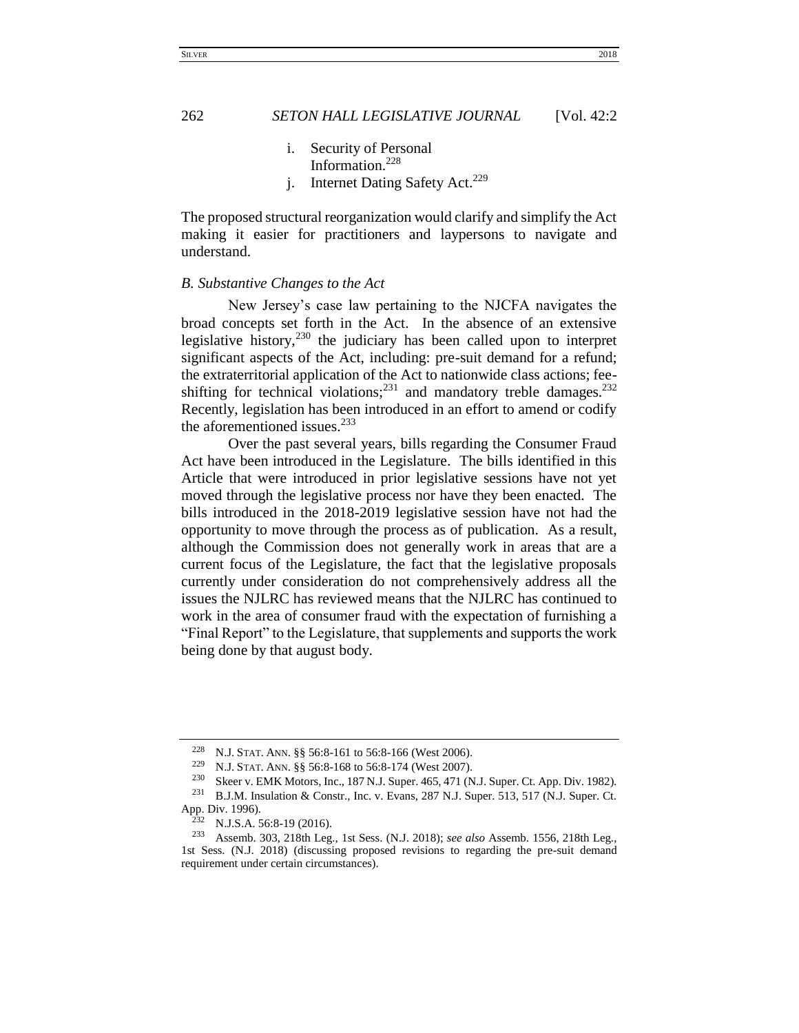i. Security of Personal Information.[228]
j. Internet Dating Safety Act.[229]

The proposed structural reorganization would clarify and simplify the Act making it easier for practitioners and laypersons to navigate and understand.

*B. Substantive Changes to the Act*

New Jersey's case law pertaining to the NJCFA navigates the broad concepts set forth in the Act. In the absence of an extensive legislative history,[230] the judiciary has been called upon to interpret significant aspects of the Act, including: pre-suit demand for a refund; the extraterritorial application of the Act to nationwide class actions; fee-shifting for technical violations;[231] and mandatory treble damages.[232] Recently, legislation has been introduced in an effort to amend or codify the aforementioned issues.[233]

Over the past several years, bills regarding the Consumer Fraud Act have been introduced in the Legislature. The bills identified in this Article that were introduced in prior legislative sessions have not yet moved through the legislative process nor have they been enacted. The bills introduced in the 2018-2019 legislative session have not had the opportunity to move through the process as of publication. As a result, although the Commission does not generally work in areas that are a current focus of the Legislature, the fact that the legislative proposals currently under consideration do not comprehensively address all the issues the NJLRC has reviewed means that the NJLRC has continued to work in the area of consumer fraud with the expectation of furnishing a "Final Report" to the Legislature, that supplements and supports the work being done by that august body.

---

[228] N.J. STAT. ANN. §§ 56:8-161 to 56:8-166 (West 2006).

[229] N.J. STAT. ANN. §§ 56:8-168 to 56:8-174 (West 2007).

[230] Skeer v. EMK Motors, Inc., 187 N.J. Super. 465, 471 (N.J. Super. Ct. App. Div. 1982).

[231] B.J.M. Insulation & Constr., Inc. v. Evans, 287 N.J. Super. 513, 517 (N.J. Super. Ct. App. Div. 1996).

[232] N.J.S.A. 56:8-19 (2016).

[233] Assemb. 303, 218th Leg., 1st Sess. (N.J. 2018); *see also* Assemb. 1556, 218th Leg., 1st Sess. (N.J. 2018) (discussing proposed revisions to regarding the pre-suit demand requirement under certain circumstances).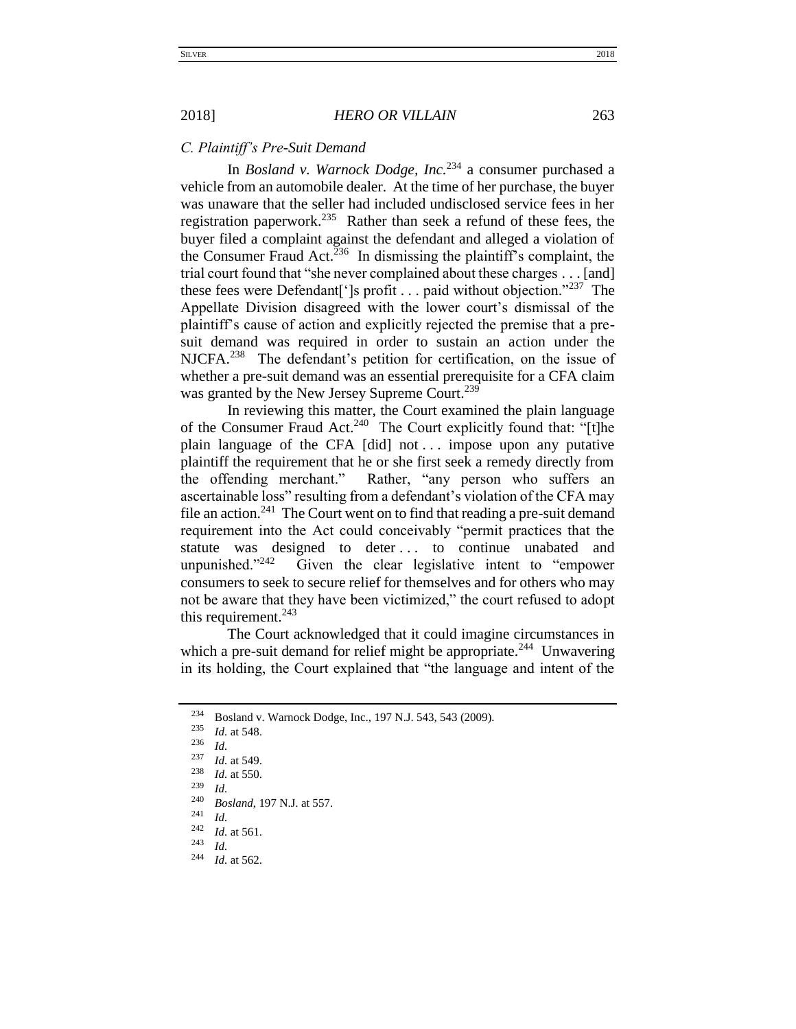### *C. Plaintiff's Pre-Suit Demand*

In *Bosland v. Warnock Dodge, Inc.*[234] a consumer purchased a vehicle from an automobile dealer. At the time of her purchase, the buyer was unaware that the seller had included undisclosed service fees in her registration paperwork.[235] Rather than seek a refund of these fees, the buyer filed a complaint against the defendant and alleged a violation of the Consumer Fraud Act.[236] In dismissing the plaintiff's complaint, the trial court found that "she never complained about these charges . . . [and] these fees were Defendant[']s profit . . . paid without objection."[237] The Appellate Division disagreed with the lower court's dismissal of the plaintiff's cause of action and explicitly rejected the premise that a pre-suit demand was required in order to sustain an action under the NJCFA.[238] The defendant's petition for certification, on the issue of whether a pre-suit demand was an essential prerequisite for a CFA claim was granted by the New Jersey Supreme Court.[239]

In reviewing this matter, the Court examined the plain language of the Consumer Fraud Act.[240] The Court explicitly found that: "[t]he plain language of the CFA [did] not . . . impose upon any putative plaintiff the requirement that he or she first seek a remedy directly from the offending merchant." Rather, "any person who suffers an ascertainable loss" resulting from a defendant's violation of the CFA may file an action.[241] The Court went on to find that reading a pre-suit demand requirement into the Act could conceivably "permit practices that the statute was designed to deter . . . to continue unabated and unpunished."[242] Given the clear legislative intent to "empower consumers to seek to secure relief for themselves and for others who may not be aware that they have been victimized," the court refused to adopt this requirement.[243]

The Court acknowledged that it could imagine circumstances in which a pre-suit demand for relief might be appropriate.[244] Unwavering in its holding, the Court explained that "the language and intent of the

---

234 Bosland v. Warnock Dodge, Inc., 197 N.J. 543, 543 (2009).
235 *Id.* at 548.
236 *Id.*
237 *Id.* at 549.
238 *Id.* at 550.
239 *Id.*
240 *Bosland*, 197 N.J. at 557.
241 *Id.*
242 *Id.* at 561.
243 *Id.*
244 *Id.* at 562.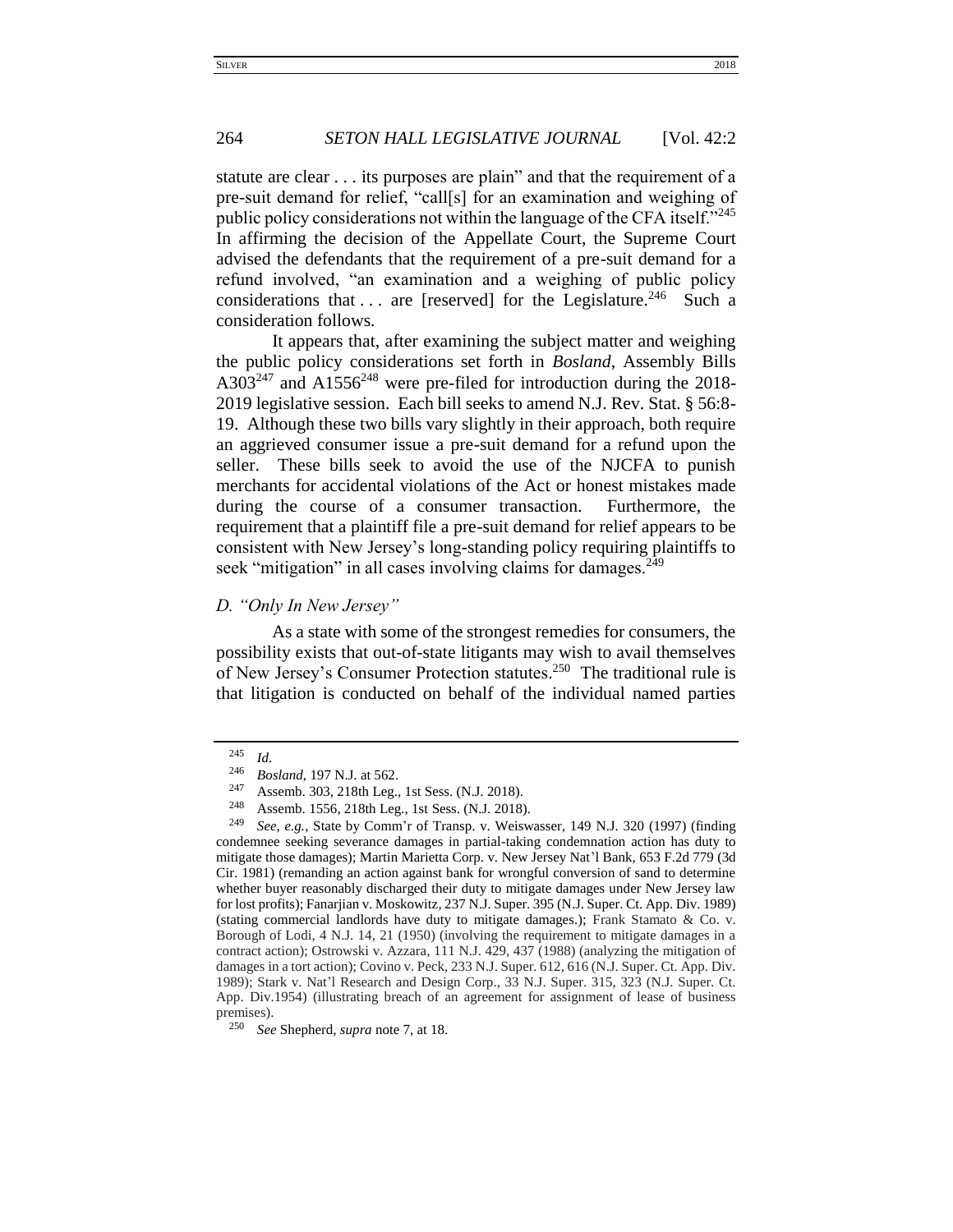statute are clear . . . its purposes are plain" and that the requirement of a pre-suit demand for relief, "call[s] for an examination and weighing of public policy considerations not within the language of the CFA itself."[245] In affirming the decision of the Appellate Court, the Supreme Court advised the defendants that the requirement of a pre-suit demand for a refund involved, "an examination and a weighing of public policy considerations that . . . are [reserved] for the Legislature.[246] Such a consideration follows.

It appears that, after examining the subject matter and weighing the public policy considerations set forth in *Bosland*, Assembly Bills A303[247] and A1556[248] were pre-filed for introduction during the 2018-2019 legislative session. Each bill seeks to amend N.J. Rev. Stat. § 56:8-19. Although these two bills vary slightly in their approach, both require an aggrieved consumer issue a pre-suit demand for a refund upon the seller. These bills seek to avoid the use of the NJCFA to punish merchants for accidental violations of the Act or honest mistakes made during the course of a consumer transaction. Furthermore, the requirement that a plaintiff file a pre-suit demand for relief appears to be consistent with New Jersey's long-standing policy requiring plaintiffs to seek "mitigation" in all cases involving claims for damages.[249]

### *D. "Only In New Jersey"*

As a state with some of the strongest remedies for consumers, the possibility exists that out-of-state litigants may wish to avail themselves of New Jersey's Consumer Protection statutes.[250] The traditional rule is that litigation is conducted on behalf of the individual named parties

---

[245] *Id.*

[246] *Bosland*, 197 N.J. at 562.

[247] Assemb. 303, 218th Leg., 1st Sess. (N.J. 2018).

[248] Assemb. 1556, 218th Leg., 1st Sess. (N.J. 2018).

[249] *See, e.g.*, State by Comm'r of Transp. v. Weiswasser, 149 N.J. 320 (1997) (finding condemnee seeking severance damages in partial-taking condemnation action has duty to mitigate those damages); Martin Marietta Corp. v. New Jersey Nat'l Bank, 653 F.2d 779 (3d Cir. 1981) (remanding an action against bank for wrongful conversion of sand to determine whether buyer reasonably discharged their duty to mitigate damages under New Jersey law for lost profits); Fanarjian v. Moskowitz, 237 N.J. Super. 395 (N.J. Super. Ct. App. Div. 1989) (stating commercial landlords have duty to mitigate damages.); Frank Stamato & Co. v. Borough of Lodi, 4 N.J. 14, 21 (1950) (involving the requirement to mitigate damages in a contract action); Ostrowski v. Azzara, 111 N.J. 429, 437 (1988) (analyzing the mitigation of damages in a tort action); Covino v. Peck, 233 N.J. Super. 612, 616 (N.J. Super. Ct. App. Div. 1989); Stark v. Nat'l Research and Design Corp., 33 N.J. Super. 315, 323 (N.J. Super. Ct. App. Div.1954) (illustrating breach of an agreement for assignment of lease of business premises).

[250] *See* Shepherd, *supra* note 7, at 18.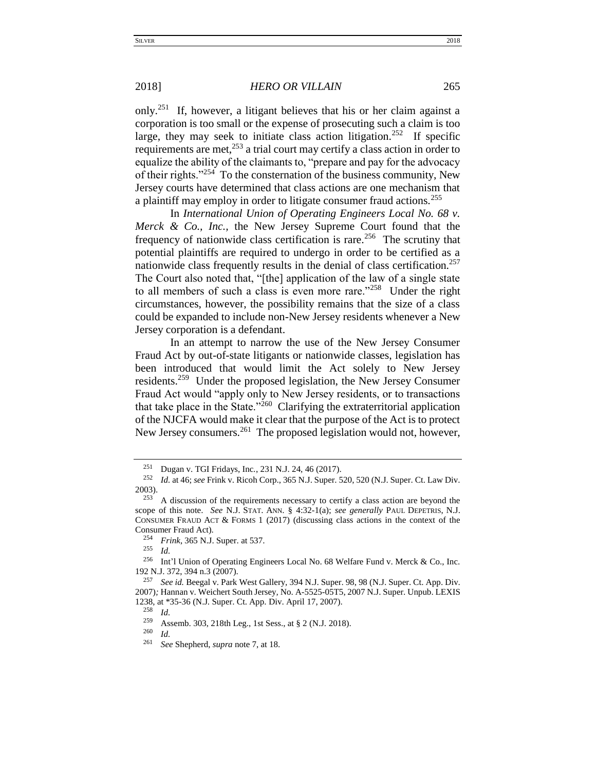only.[251] If, however, a litigant believes that his or her claim against a corporation is too small or the expense of prosecuting such a claim is too large, they may seek to initiate class action litigation.[252] If specific requirements are met,[253] a trial court may certify a class action in order to equalize the ability of the claimants to, "prepare and pay for the advocacy of their rights."[254] To the consternation of the business community, New Jersey courts have determined that class actions are one mechanism that a plaintiff may employ in order to litigate consumer fraud actions.[255]

In *International Union of Operating Engineers Local No. 68 v. Merck & Co., Inc.*, the New Jersey Supreme Court found that the frequency of nationwide class certification is rare.[256] The scrutiny that potential plaintiffs are required to undergo in order to be certified as a nationwide class frequently results in the denial of class certification.[257] The Court also noted that, "[the] application of the law of a single state to all members of such a class is even more rare."[258] Under the right circumstances, however, the possibility remains that the size of a class could be expanded to include non-New Jersey residents whenever a New Jersey corporation is a defendant.

In an attempt to narrow the use of the New Jersey Consumer Fraud Act by out-of-state litigants or nationwide classes, legislation has been introduced that would limit the Act solely to New Jersey residents.[259] Under the proposed legislation, the New Jersey Consumer Fraud Act would "apply only to New Jersey residents, or to transactions that take place in the State."[260] Clarifying the extraterritorial application of the NJCFA would make it clear that the purpose of the Act is to protect New Jersey consumers.[261] The proposed legislation would not, however,

---

[251] Dugan v. TGI Fridays, Inc., 231 N.J. 24, 46 (2017).

[252] *Id.* at 46; *see* Frink v. Ricoh Corp., 365 N.J. Super. 520, 520 (N.J. Super. Ct. Law Div. 2003).

[253] A discussion of the requirements necessary to certify a class action are beyond the scope of this note. *See* N.J. STAT. ANN. § 4:32-1(a); *see generally* PAUL DEPETRIS, N.J. CONSUMER FRAUD ACT & FORMS 1 (2017) (discussing class actions in the context of the Consumer Fraud Act).

[254] *Frink*, 365 N.J. Super. at 537.

[255] *Id.*

[256] Int'l Union of Operating Engineers Local No. 68 Welfare Fund v. Merck & Co., Inc. 192 N.J. 372, 394 n.3 (2007).

[257] *See id.* Beegal v. Park West Gallery, 394 N.J. Super. 98, 98 (N.J. Super. Ct. App. Div. 2007); Hannan v. Weichert South Jersey, No. A-5525-05T5, 2007 N.J. Super. Unpub. LEXIS 1238, at *35-36 (N.J. Super. Ct. App. Div. April 17, 2007).

[258] *Id.*

[259] Assemb. 303, 218th Leg., 1st Sess., at § 2 (N.J. 2018).

[260] *Id.*

[261] *See* Shepherd, *supra* note 7, at 18.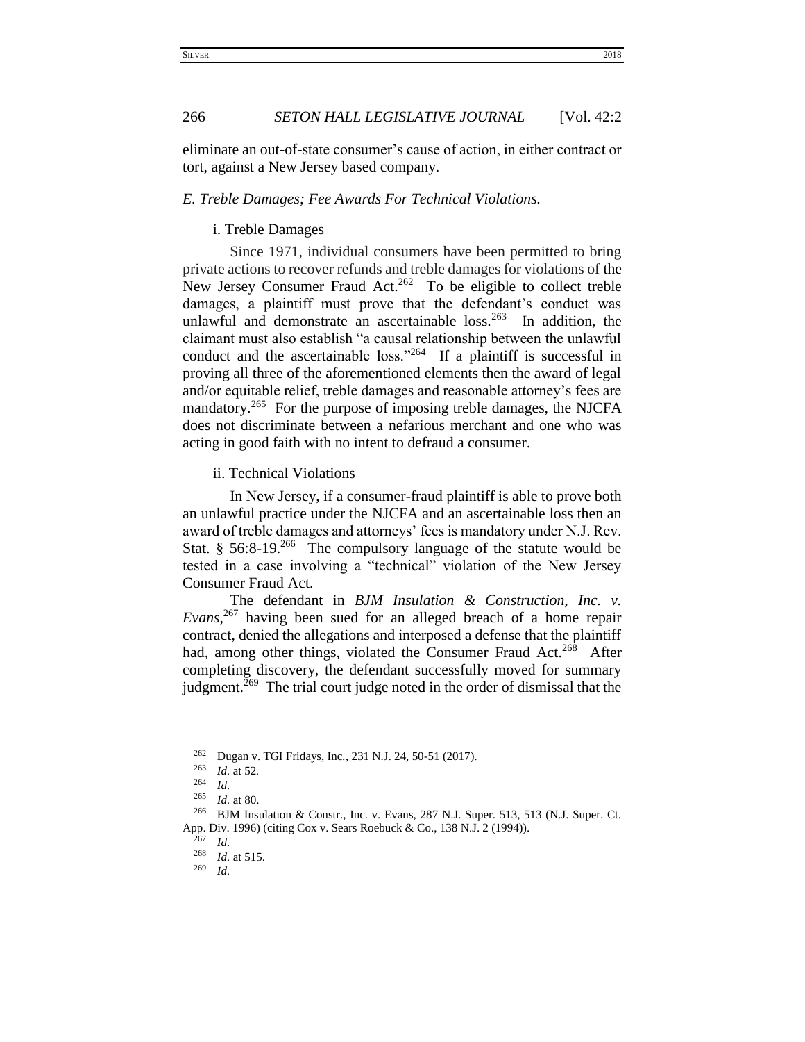eliminate an out-of-state consumer's cause of action, in either contract or tort, against a New Jersey based company.

### *E. Treble Damages; Fee Awards For Technical Violations.*

#### i. Treble Damages

Since 1971, individual consumers have been permitted to bring private actions to recover refunds and treble damages for violations of the New Jersey Consumer Fraud Act.[262] To be eligible to collect treble damages, a plaintiff must prove that the defendant's conduct was unlawful and demonstrate an ascertainable loss.[263] In addition, the claimant must also establish "a causal relationship between the unlawful conduct and the ascertainable loss."[264] If a plaintiff is successful in proving all three of the aforementioned elements then the award of legal and/or equitable relief, treble damages and reasonable attorney's fees are mandatory.[265] For the purpose of imposing treble damages, the NJCFA does not discriminate between a nefarious merchant and one who was acting in good faith with no intent to defraud a consumer.

#### ii. Technical Violations

In New Jersey, if a consumer-fraud plaintiff is able to prove both an unlawful practice under the NJCFA and an ascertainable loss then an award of treble damages and attorneys' fees is mandatory under N.J. Rev. Stat. § 56:8-19.[266] The compulsory language of the statute would be tested in a case involving a "technical" violation of the New Jersey Consumer Fraud Act.

The defendant in *BJM Insulation & Construction, Inc. v. Evans*,[267] having been sued for an alleged breach of a home repair contract, denied the allegations and interposed a defense that the plaintiff had, among other things, violated the Consumer Fraud Act.[268] After completing discovery, the defendant successfully moved for summary judgment.[269] The trial court judge noted in the order of dismissal that the

---

[262] Dugan v. TGI Fridays, Inc., 231 N.J. 24, 50-51 (2017).

[263] *Id.* at 52.

[264] *Id.*

[265] *Id.* at 80.

[266] BJM Insulation & Constr., Inc. v. Evans, 287 N.J. Super. 513, 513 (N.J. Super. Ct. App. Div. 1996) (citing Cox v. Sears Roebuck & Co., 138 N.J. 2 (1994)).

[267] *Id.*

[268] *Id.* at 515.

[269] *Id.*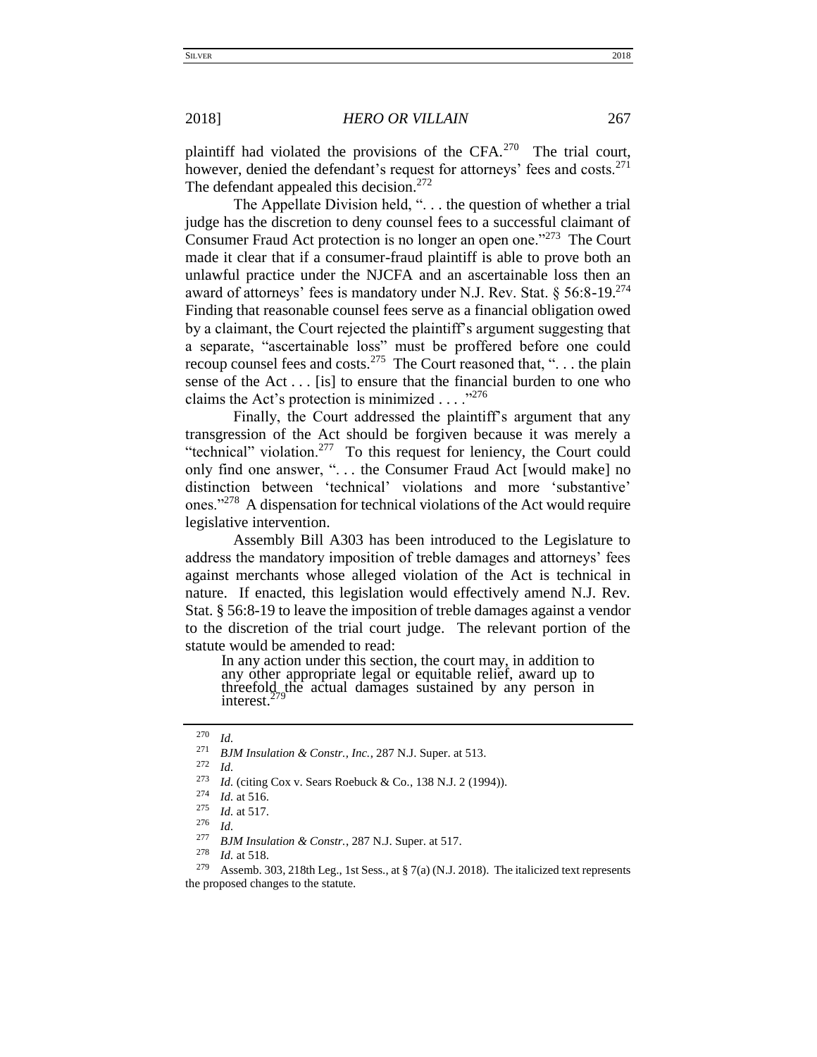plaintiff had violated the provisions of the CFA.[270] The trial court, however, denied the defendant's request for attorneys' fees and costs.[271] The defendant appealed this decision.[272]

The Appellate Division held, ". . . the question of whether a trial judge has the discretion to deny counsel fees to a successful claimant of Consumer Fraud Act protection is no longer an open one."[273] The Court made it clear that if a consumer-fraud plaintiff is able to prove both an unlawful practice under the NJCFA and an ascertainable loss then an award of attorneys' fees is mandatory under N.J. Rev. Stat. § 56:8-19.[274] Finding that reasonable counsel fees serve as a financial obligation owed by a claimant, the Court rejected the plaintiff's argument suggesting that a separate, "ascertainable loss" must be proffered before one could recoup counsel fees and costs.[275] The Court reasoned that, ". . . the plain sense of the Act . . . [is] to ensure that the financial burden to one who claims the Act's protection is minimized . . . ."[276]

Finally, the Court addressed the plaintiff's argument that any transgression of the Act should be forgiven because it was merely a "technical" violation.[277] To this request for leniency, the Court could only find one answer, ". . . the Consumer Fraud Act [would make] no distinction between 'technical' violations and more 'substantive' ones."[278] A dispensation for technical violations of the Act would require legislative intervention.

Assembly Bill A303 has been introduced to the Legislature to address the mandatory imposition of treble damages and attorneys' fees against merchants whose alleged violation of the Act is technical in nature. If enacted, this legislation would effectively amend N.J. Rev. Stat. § 56:8-19 to leave the imposition of treble damages against a vendor to the discretion of the trial court judge. The relevant portion of the statute would be amended to read:

> In any action under this section, the court may, in addition to any other appropriate legal or equitable relief, award up to threefold the actual damages sustained by any person in interest.[279]

---

[270] *Id.*

[271] *BJM Insulation & Constr., Inc.*, 287 N.J. Super. at 513.

[272] *Id.*

[273] *Id.* (citing Cox v. Sears Roebuck & Co., 138 N.J. 2 (1994)).

[274] *Id.* at 516.

[275] *Id.* at 517.

[276] *Id.*

[277] *BJM Insulation & Constr.*, 287 N.J. Super. at 517.

[278] *Id.* at 518.

[279] Assemb. 303, 218th Leg., 1st Sess., at § 7(a) (N.J. 2018). The italicized text represents the proposed changes to the statute.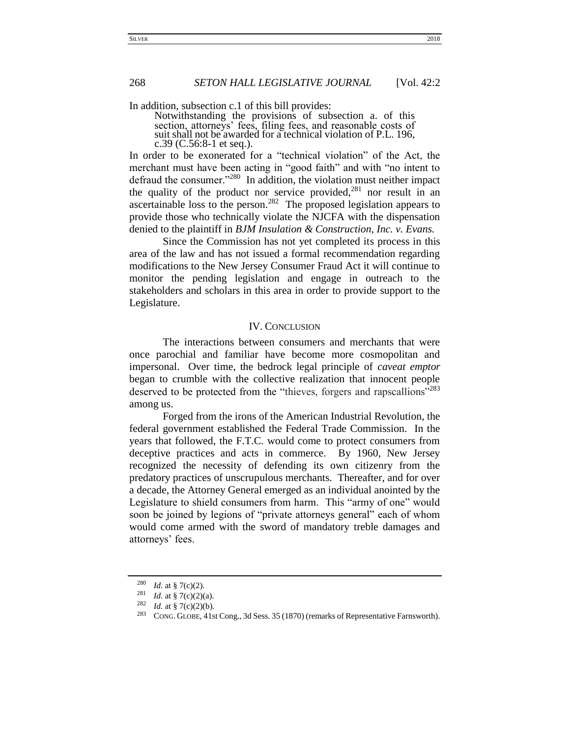In addition, subsection c.1 of this bill provides:

> Notwithstanding the provisions of subsection a. of this section, attorneys' fees, filing fees, and reasonable costs of suit shall not be awarded for a technical violation of P.L. 196, c.39 (C.56:8-1 et seq.).

In order to be exonerated for a "technical violation" of the Act, the merchant must have been acting in "good faith" and with "no intent to defraud the consumer."[280] In addition, the violation must neither impact the quality of the product nor service provided,[281] nor result in an ascertainable loss to the person.[282] The proposed legislation appears to provide those who technically violate the NJCFA with the dispensation denied to the plaintiff in *BJM Insulation & Construction, Inc. v. Evans.*

Since the Commission has not yet completed its process in this area of the law and has not issued a formal recommendation regarding modifications to the New Jersey Consumer Fraud Act it will continue to monitor the pending legislation and engage in outreach to the stakeholders and scholars in this area in order to provide support to the Legislature.

## IV. CONCLUSION

The interactions between consumers and merchants that were once parochial and familiar have become more cosmopolitan and impersonal. Over time, the bedrock legal principle of *caveat emptor* began to crumble with the collective realization that innocent people deserved to be protected from the "thieves, forgers and rapscallions"[283] among us.

Forged from the irons of the American Industrial Revolution, the federal government established the Federal Trade Commission. In the years that followed, the F.T.C. would come to protect consumers from deceptive practices and acts in commerce. By 1960, New Jersey recognized the necessity of defending its own citizenry from the predatory practices of unscrupulous merchants. Thereafter, and for over a decade, the Attorney General emerged as an individual anointed by the Legislature to shield consumers from harm. This "army of one" would soon be joined by legions of "private attorneys general" each of whom would come armed with the sword of mandatory treble damages and attorneys' fees.

---

280 *Id.* at § 7(c)(2).

281 *Id.* at § 7(c)(2)(a).

282 *Id.* at § 7(c)(2)(b).

283 CONG. GLOBE, 41st Cong., 3d Sess. 35 (1870) (remarks of Representative Farnsworth).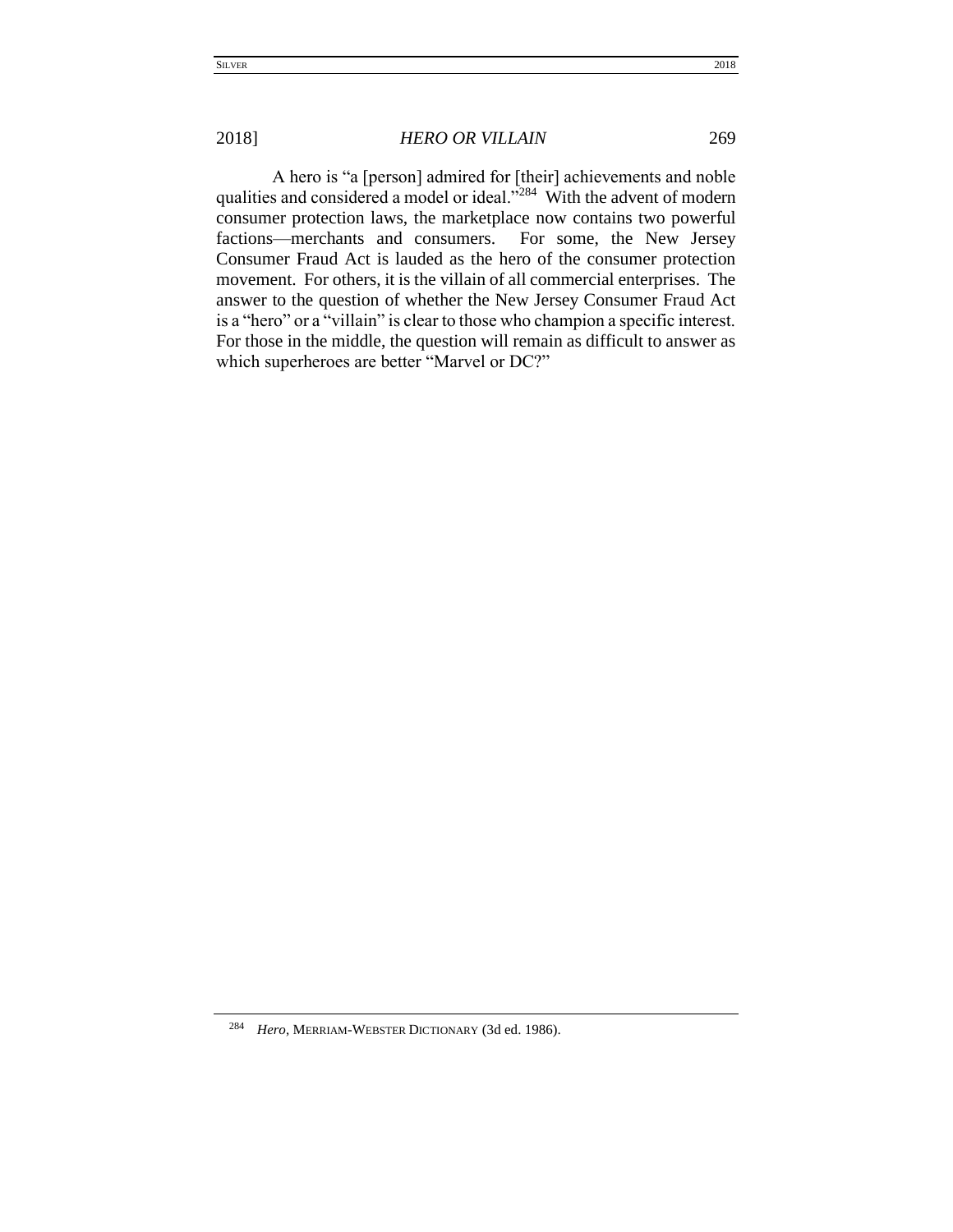A hero is "a [person] admired for [their] achievements and noble qualities and considered a model or ideal."[284] With the advent of modern consumer protection laws, the marketplace now contains two powerful factions—merchants and consumers. For some, the New Jersey Consumer Fraud Act is lauded as the hero of the consumer protection movement. For others, it is the villain of all commercial enterprises. The answer to the question of whether the New Jersey Consumer Fraud Act is a "hero" or a "villain" is clear to those who champion a specific interest. For those in the middle, the question will remain as difficult to answer as which superheroes are better "Marvel or DC?"

---

[284] *Hero*, MERRIAM-WEBSTER DICTIONARY (3d ed. 1986).